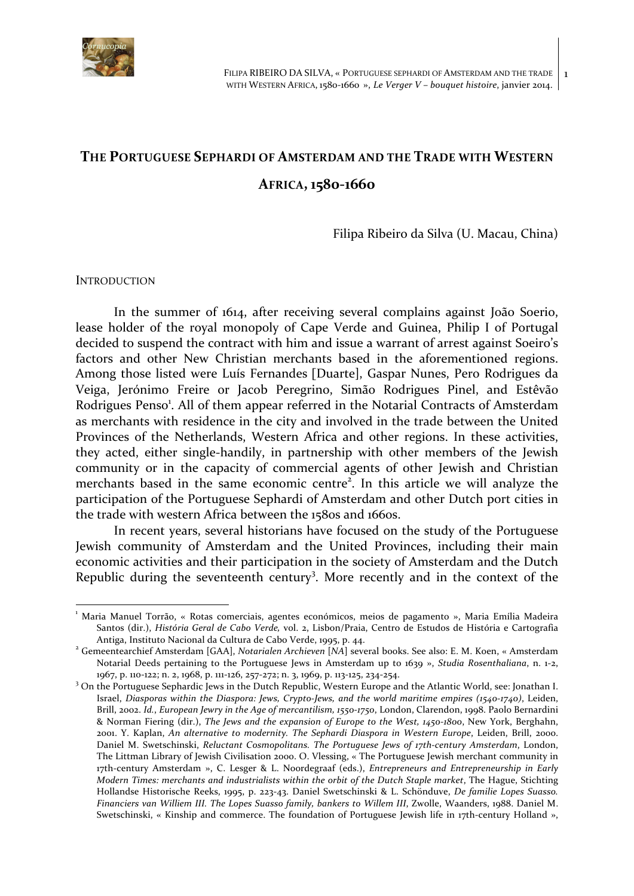# THE PORTUGUESE SEPHARDI OF AMSTERDAM AND THE TRADE WITH WESTERN AFRICA, 1580-1660

Filipa Ribeiro da Silva (U. Macau, China)

## INTRODUCTION

In the summer of 1614, after receiving several complains against João Soerio, lease holder of the royal monopoly of Cape Verde and Guinea, Philip I of Portugal decided to suspend the contract with him and issue a warrant of arrest against Soeiro's factors and other New Christian merchants based in the aforementioned regions. Among those listed were Luís Fernandes [Duarte], Gaspar Nunes, Pero Rodrigues da Veiga, Jerónimo Freire or Jacob Peregrino, Simão Rodrigues Pinel, and Estêvão Rodrigues Penso[1]. All of them appear referred in the Notarial Contracts of Amsterdam as merchants with residence in the city and involved in the trade between the United Provinces of the Netherlands, Western Africa and other regions. In these activities, they acted, either single-handily, in partnership with other members of the Jewish community or in the capacity of commercial agents of other Jewish and Christian merchants based in the same economic centre[2]. In this article we will analyze the participation of the Portuguese Sephardi of Amsterdam and other Dutch port cities in the trade with western Africa between the 1580s and 1660s.

In recent years, several historians have focused on the study of the Portuguese Jewish community of Amsterdam and the United Provinces, including their main economic activities and their participation in the society of Amsterdam and the Dutch Republic during the seventeenth century[3]. More recently and in the context of the

---

[1] Maria Manuel Torrão, « Rotas comerciais, agentes económicos, meios de pagamento », Maria Emília Madeira Santos (dir.), *História Geral de Cabo Verde,* vol. 2, Lisbon/Praia, Centro de Estudos de História e Cartografia Antiga, Instituto Nacional da Cultura de Cabo Verde, 1995, p. 44.

[2] Gemeentearchief Amsterdam [GAA], *Notarialen Archieven* [*NA*] several books. See also: E. M. Koen, « Amsterdam Notarial Deeds pertaining to the Portuguese Jews in Amsterdam up to 1639 », *Studia Rosenthaliana*, n. 1-2, 1967, p. 110-122; n. 2, 1968, p. 111-126, 257-272; n. 3, 1969, p. 113-125, 234-254.

[3] On the Portuguese Sephardic Jews in the Dutch Republic, Western Europe and the Atlantic World, see: Jonathan I. Israel, *Diasporas within the Diaspora: Jews, Crypto-Jews, and the world maritime empires (1540-1740)*, Leiden, Brill, 2002. *Id.*, *European Jewry in the Age of mercantilism, 1550-1750*, London, Clarendon, 1998. Paolo Bernardini & Norman Fiering (dir.), *The Jews and the expansion of Europe to the West, 1450-1800*, New York, Berghahn, 2001. Y. Kaplan, *An alternative to modernity. The Sephardi Diaspora in Western Europe*, Leiden, Brill, 2000. Daniel M. Swetschinski, *Reluctant Cosmopolitans. The Portuguese Jews of 17th-century Amsterdam*, London, The Littman Library of Jewish Civilisation 2000. O. Vlessing, « The Portuguese Jewish merchant community in 17th-century Amsterdam », C. Lesger & L. Noordegraaf (eds.), *Entrepreneurs and Entrepreneurship in Early Modern Times: merchants and industrialists within the orbit of the Dutch Staple market*, The Hague, Stichting Hollandse Historische Reeks, 1995, p. 223-43. Daniel Swetschinski & L. Schönduve, *De familie Lopes Suasso. Financiers van Williem III. The Lopes Suasso family, bankers to Willem III*, Zwolle, Waanders, 1988. Daniel M. Swetschinski, « Kinship and commerce. The foundation of Portuguese Jewish life in 17th-century Holland »,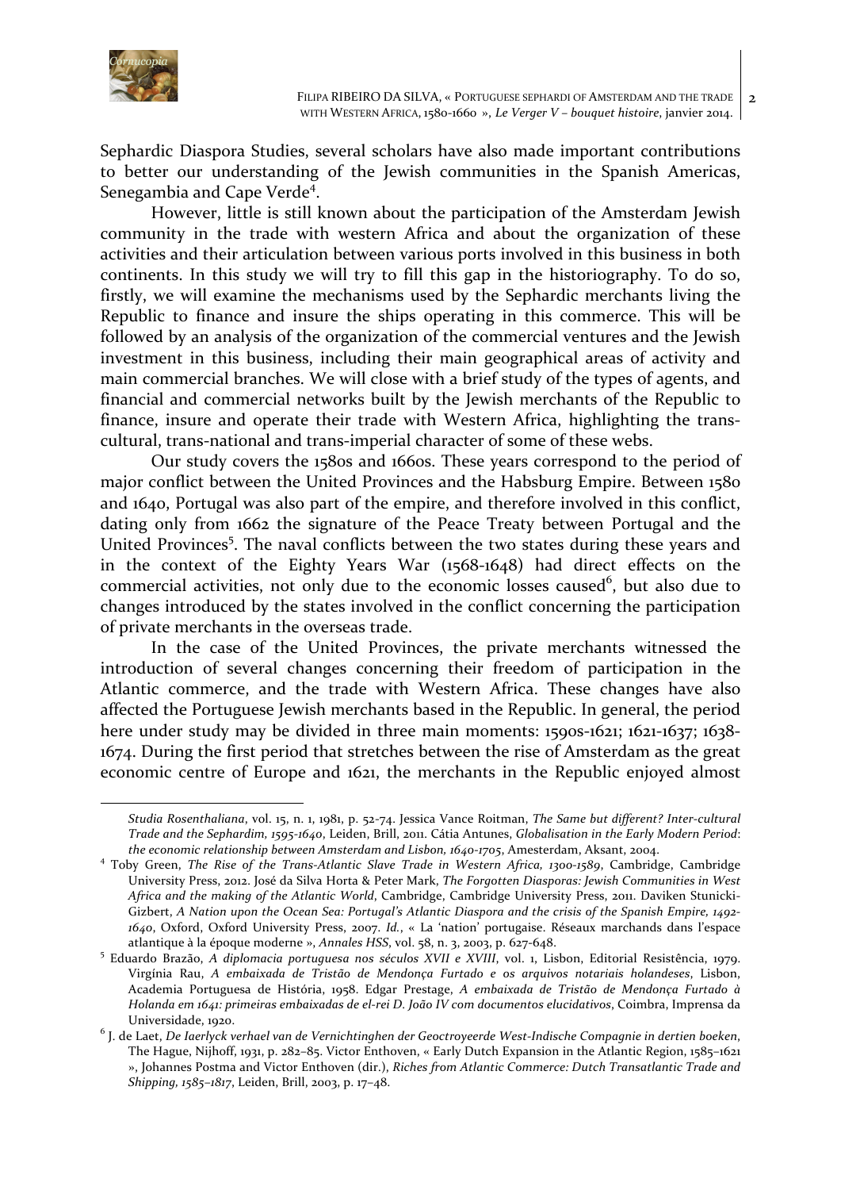Sephardic Diaspora Studies, several scholars have also made important contributions to better our understanding of the Jewish communities in the Spanish Americas, Senegambia and Cape Verde[4].

However, little is still known about the participation of the Amsterdam Jewish community in the trade with western Africa and about the organization of these activities and their articulation between various ports involved in this business in both continents. In this study we will try to fill this gap in the historiography. To do so, firstly, we will examine the mechanisms used by the Sephardic merchants living the Republic to finance and insure the ships operating in this commerce. This will be followed by an analysis of the organization of the commercial ventures and the Jewish investment in this business, including their main geographical areas of activity and main commercial branches. We will close with a brief study of the types of agents, and financial and commercial networks built by the Jewish merchants of the Republic to finance, insure and operate their trade with Western Africa, highlighting the trans-cultural, trans-national and trans-imperial character of some of these webs.

Our study covers the 1580s and 1660s. These years correspond to the period of major conflict between the United Provinces and the Habsburg Empire. Between 1580 and 1640, Portugal was also part of the empire, and therefore involved in this conflict, dating only from 1662 the signature of the Peace Treaty between Portugal and the United Provinces[5]. The naval conflicts between the two states during these years and in the context of the Eighty Years War (1568-1648) had direct effects on the commercial activities, not only due to the economic losses caused[6], but also due to changes introduced by the states involved in the conflict concerning the participation of private merchants in the overseas trade.

In the case of the United Provinces, the private merchants witnessed the introduction of several changes concerning their freedom of participation in the Atlantic commerce, and the trade with Western Africa. These changes have also affected the Portuguese Jewish merchants based in the Republic. In general, the period here under study may be divided in three main moments: 1590s-1621; 1621-1637; 1638-1674. During the first period that stretches between the rise of Amsterdam as the great economic centre of Europe and 1621, the merchants in the Republic enjoyed almost

---

*Studia Rosenthaliana*, vol. 15, n. 1, 1981, p. 52-74. Jessica Vance Roitman, *The Same but different? Inter-cultural Trade and the Sephardim, 1595-1640*, Leiden, Brill, 2011. Cátia Antunes, *Globalisation in the Early Modern Period: the economic relationship between Amsterdam and Lisbon, 1640-1705*, Amsterdam, Aksant, 2004.

[4] Toby Green, *The Rise of the Trans-Atlantic Slave Trade in Western Africa, 1300-1589*, Cambridge, Cambridge University Press, 2012. José da Silva Horta & Peter Mark, *The Forgotten Diasporas: Jewish Communities in West Africa and the making of the Atlantic World*, Cambridge, Cambridge University Press, 2011. Daviken Stunicki-Gizbert, *A Nation upon the Ocean Sea: Portugal's Atlantic Diaspora and the crisis of the Spanish Empire, 1492-1640*, Oxford, Oxford University Press, 2007. *Id.*, « La 'nation' portugaise. Réseaux marchands dans l'espace atlantique à la époque moderne », *Annales HSS*, vol. 58, n. 3, 2003, p. 627-648.

[5] Eduardo Brazão, *A diplomacia portuguesa nos séculos XVII e XVIII*, vol. 1, Lisbon, Editorial Resistência, 1979. Virgínia Rau, *A embaixada de Tristão de Mendonça Furtado e os arquivos notariais holandeses*, Lisbon, Academia Portuguesa de História, 1958. Edgar Prestage, *A embaixada de Tristão de Mendonça Furtado à Holanda em 1641: primeiras embaixadas de el-rei D. João IV com documentos elucidativos*, Coimbra, Imprensa da Universidade, 1920.

[6] J. de Laet, *De Iaerlyck verhael van de Vernichtinghen der Geoctroyeerde West-Indische Compagnie in dertien boeken*, The Hague, Nijhoff, 1931, p. 282–85. Victor Enthoven, « Early Dutch Expansion in the Atlantic Region, 1585–1621 », Johannes Postma and Victor Enthoven (dir.), *Riches from Atlantic Commerce: Dutch Transatlantic Trade and Shipping, 1585–1817*, Leiden, Brill, 2003, p. 17–48.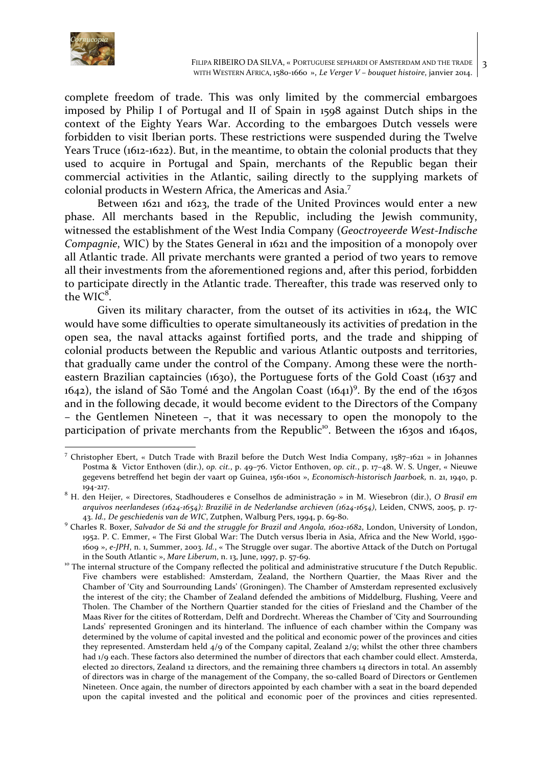complete freedom of trade. This was only limited by the commercial embargoes imposed by Philip I of Portugal and II of Spain in 1598 against Dutch ships in the context of the Eighty Years War. According to the embargoes Dutch vessels were forbidden to visit Iberian ports. These restrictions were suspended during the Twelve Years Truce (1612-1622). But, in the meantime, to obtain the colonial products that they used to acquire in Portugal and Spain, merchants of the Republic began their commercial activities in the Atlantic, sailing directly to the supplying markets of colonial products in Western Africa, the Americas and Asia.[7]

Between 1621 and 1623, the trade of the United Provinces would enter a new phase. All merchants based in the Republic, including the Jewish community, witnessed the establishment of the West India Company (*Geoctroyeerde West-Indische Compagnie*, WIC) by the States General in 1621 and the imposition of a monopoly over all Atlantic trade. All private merchants were granted a period of two years to remove all their investments from the aforementioned regions and, after this period, forbidden to participate directly in the Atlantic trade. Thereafter, this trade was reserved only to the WIC[8].

Given its military character, from the outset of its activities in 1624, the WIC would have some difficulties to operate simultaneously its activities of predation in the open sea, the naval attacks against fortified ports, and the trade and shipping of colonial products between the Republic and various Atlantic outposts and territories, that gradually came under the control of the Company. Among these were the north-eastern Brazilian captaincies (1630), the Portuguese forts of the Gold Coast (1637 and 1642), the island of São Tomé and the Angolan Coast (1641)[9]. By the end of the 1630s and in the following decade, it would become evident to the Directors of the Company – the Gentlemen Nineteen –, that it was necessary to open the monopoly to the participation of private merchants from the Republic[10]. Between the 1630s and 1640s,

---

[7] Christopher Ebert, « Dutch Trade with Brazil before the Dutch West India Company, 1587–1621 » in Johannes Postma & Victor Enthoven (dir.), *op. cit.*, p. 49–76. Victor Enthoven, *op. cit.*, p. 17–48. W. S. Unger, « Nieuwe gegevens betreffend het begin der vaart op Guinea, 1561-1601 », *Economisch-historisch Jaarboek,* n. 21, 1940, p. 194-217.

[8] H. den Heijer, « Directores, Stadhouderes e Conselhos de administração » in M. Wiesebron (dir.), *O Brasil em arquivos neerlandeses (1624-1654): Brazilië in de Nederlandse archieven (1624-1654)*, Leiden, CNWS, 2005, p. 17-43. *Id., De geschiedenis van de WIC*, Zutphen, Walburg Pers, 1994, p. 69-80.

[9] Charles R. Boxer, *Salvador de Sá and the struggle for Brazil and Angola, 1602-1682*, London, University of London, 1952. P. C. Emmer, « The First Global War: The Dutch versus Iberia in Asia, Africa and the New World, 1590-1609 », *e-JPH*, n. 1, Summer, 2003. *Id.*, « The Struggle over sugar. The abortive Attack of the Dutch on Portugal in the South Atlantic », *Mare Liberum*, n. 13, June, 1997, p. 57-69.

[10] The internal structure of the Company reflected the political and administrative strucuture f the Dutch Republic. Five chambers were established: Amsterdam, Zealand, the Northern Quartier, the Maas River and the Chamber of 'City and Sourrounding Lands' (Groningen). The Chamber of Amsterdam represented exclusively the interest of the city; the Chamber of Zealand defended the ambitions of Middelburg, Flushing, Veere and Tholen. The Chamber of the Northern Quartier standed for the cities of Friesland and the Chamber of the Maas River for the citites of Rotterdam, Delft and Dordrecht. Whereas the Chamber of 'City and Sourrounding Lands' represented Groningen and its hinterland. The influence of each chamber within the Company was determined by the volume of capital invested and the political and economic power of the provinces and cities they represented. Amsterdam held 4/9 of the Company capital, Zealand 2/9; whilst the other three chambers had 1/9 each. These factors also determined the number of directors that each chamber could ellect. Amsterda, elected 20 directors, Zealand 12 directors, and the remaining three chambers 14 directors in total. An assembly of directors was in charge of the management of the Company, the so-called Board of Directors or Gentlemen Nineteen. Once again, the number of directors appointed by each chamber with a seat in the board depended upon the capital invested and the political and economic poer of the provinces and cities represented.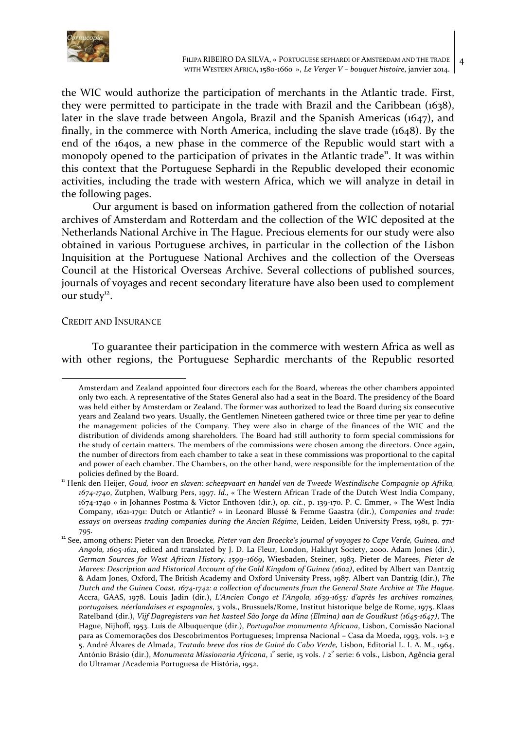the WIC would authorize the participation of merchants in the Atlantic trade. First, they were permitted to participate in the trade with Brazil and the Caribbean (1638), later in the slave trade between Angola, Brazil and the Spanish Americas (1647), and finally, in the commerce with North America, including the slave trade (1648). By the end of the 1640s, a new phase in the commerce of the Republic would start with a monopoly opened to the participation of privates in the Atlantic trade[11]. It was within this context that the Portuguese Sephardi in the Republic developed their economic activities, including the trade with western Africa, which we will analyze in detail in the following pages.

Our argument is based on information gathered from the collection of notarial archives of Amsterdam and Rotterdam and the collection of the WIC deposited at the Netherlands National Archive in The Hague. Precious elements for our study were also obtained in various Portuguese archives, in particular in the collection of the Lisbon Inquisition at the Portuguese National Archives and the collection of the Overseas Council at the Historical Overseas Archive. Several collections of published sources, journals of voyages and recent secondary literature have also been used to complement our study[12].

## Credit and Insurance

To guarantee their participation in the commerce with western Africa as well as with other regions, the Portuguese Sephardic merchants of the Republic resorted

---

Amsterdam and Zealand appointed four directors each for the Board, whereas the other chambers appointed only two each. A representative of the States General also had a seat in the Board. The presidency of the Board was held either by Amsterdam or Zealand. The former was authorized to lead the Board during six consecutive years and Zealand two years. Usually, the Gentlemen Nineteen gathered twice or three time per year to define the management policies of the Company. They were also in charge of the finances of the WIC and the distribution of dividends among shareholders. The Board had still authority to form special commissions for the study of certain matters. The members of the commissions were chosen among the directors. Once again, the number of directors from each chamber to take a seat in these commissions was proportional to the capital and power of each chamber. The Chambers, on the other hand, were responsible for the implementation of the policies defined by the Board.

[11] Henk den Heijer, *Goud, ivoor en slaven: scheepvaart en handel van de Tweede Westindische Compagnie op Afrika, 1674-1740*, Zutphen, Walburg Pers, 1997. *Id.,* « The Western African Trade of the Dutch West India Company, 1674-1740 » in Johannes Postma & Victor Enthoven (dir.), *op. cit.*, p. 139-170. P. C. Emmer, « The West India Company, 1621-1791: Dutch or Atlantic? » in Leonard Blussé & Femme Gaastra (dir.), *Companies and trade: essays on overseas trading companies during the Ancien Régime*, Leiden, Leiden University Press, 1981, p. 771-795.

[12] See, among others: Pieter van den Broecke, *Pieter van den Broecke's journal of voyages to Cape Verde, Guinea, and Angola, 1605-1612*, edited and translated by J. D. La Fleur, London, Hakluyt Society, 2000. Adam Jones (dir.), *German Sources for West African History, 1599–1669*, Wiesbaden, Steiner, 1983. Pieter de Marees, *Pieter de Marees: Description and Historical Account of the Gold Kingdom of Guinea (1602)*, edited by Albert van Dantzig & Adam Jones, Oxford, The British Academy and Oxford University Press, 1987. Albert van Dantzig (dir.), *The Dutch and the Guinea Coast, 1674-1742: a collection of documents from the General State Archive at The Hague,* Accra, GAAS, 1978. Louis Jadin (dir.), *L'Ancien Congo et l'Angola, 1639-1655: d'après les archives romaines, portugaises, néerlandaises et espagnoles*, 3 vols., Brussuels/Rome, Institut historique belge de Rome, 1975. Klaas Ratelband (dir.), *Vijf Dagregisters van het kasteel São Jorge da Mina (Elmina) aan de Goudkust (1645-1647)*, The Hague, Nijhoff, 1953. Luís de Albuquerque (dir.), *Portugaliae monumenta Africana*, Lisbon, Comissão Nacional para as Comemorações dos Descobrimentos Portugueses; Imprensa Nacional – Casa da Moeda, 1993, vols. 1-3 e 5. André Álvares de Almada, *Tratado breve dos rios de Guiné do Cabo Verde,* Lisbon, Editorial L. I. A. M., 1964. António Brásio (dir.), *Monumenta Missionaria Africana*, 1e serie, 15 vols. / 2e serie: 6 vols., Lisbon, Agência geral do Ultramar /Academia Portuguesa de História, 1952.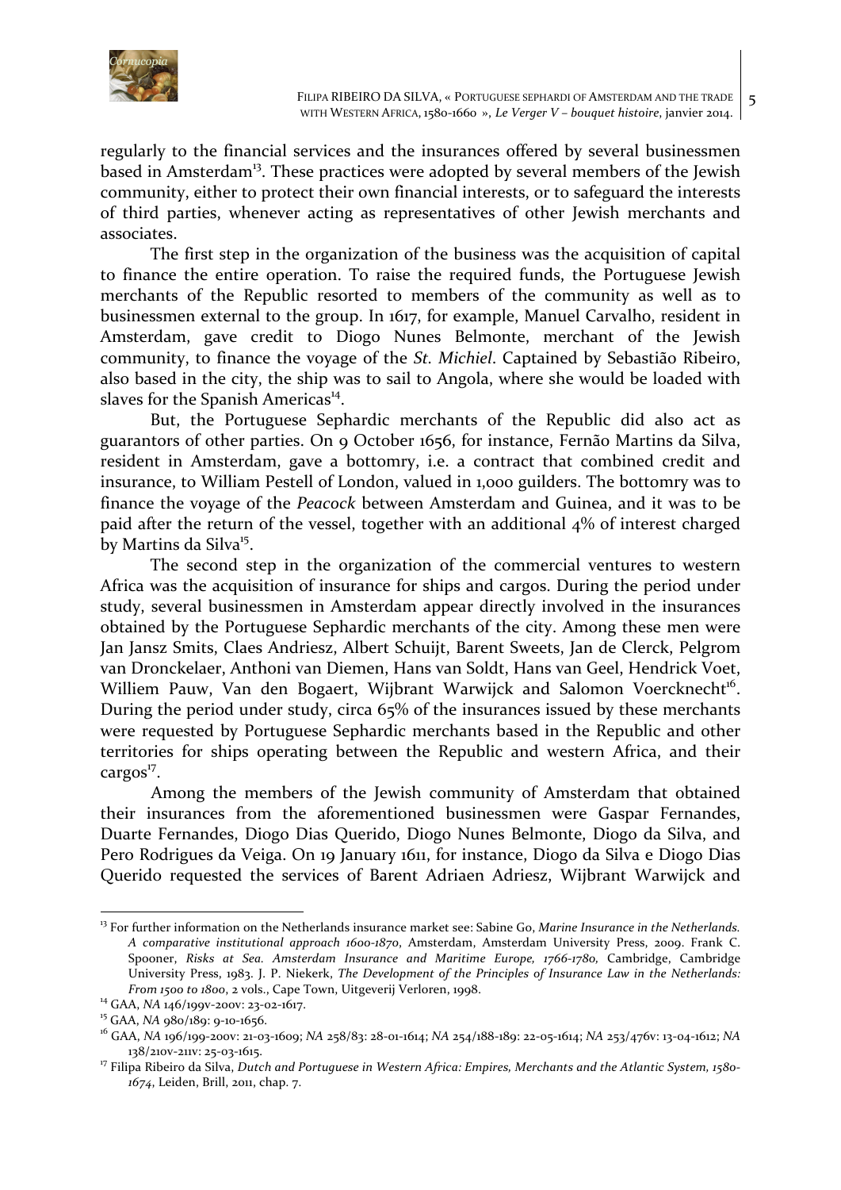regularly to the financial services and the insurances offered by several businessmen based in Amsterdam[13]. These practices were adopted by several members of the Jewish community, either to protect their own financial interests, or to safeguard the interests of third parties, whenever acting as representatives of other Jewish merchants and associates.

The first step in the organization of the business was the acquisition of capital to finance the entire operation. To raise the required funds, the Portuguese Jewish merchants of the Republic resorted to members of the community as well as to businessmen external to the group. In 1617, for example, Manuel Carvalho, resident in Amsterdam, gave credit to Diogo Nunes Belmonte, merchant of the Jewish community, to finance the voyage of the *St. Michiel*. Captained by Sebastião Ribeiro, also based in the city, the ship was to sail to Angola, where she would be loaded with slaves for the Spanish Americas[14].

But, the Portuguese Sephardic merchants of the Republic did also act as guarantors of other parties. On 9 October 1656, for instance, Fernão Martins da Silva, resident in Amsterdam, gave a bottomry, i.e. a contract that combined credit and insurance, to William Pestell of London, valued in 1,000 guilders. The bottomry was to finance the voyage of the *Peacock* between Amsterdam and Guinea, and it was to be paid after the return of the vessel, together with an additional 4% of interest charged by Martins da Silva[15].

The second step in the organization of the commercial ventures to western Africa was the acquisition of insurance for ships and cargos. During the period under study, several businessmen in Amsterdam appear directly involved in the insurances obtained by the Portuguese Sephardic merchants of the city. Among these men were Jan Jansz Smits, Claes Andriesz, Albert Schuijt, Barent Sweets, Jan de Clerck, Pelgrom van Dronckelaer, Anthoni van Diemen, Hans van Soldt, Hans van Geel, Hendrick Voet, Williem Pauw, Van den Bogaert, Wijbrant Warwijck and Salomon Voercknecht[16]. During the period under study, circa 65% of the insurances issued by these merchants were requested by Portuguese Sephardic merchants based in the Republic and other territories for ships operating between the Republic and western Africa, and their cargos[17].

Among the members of the Jewish community of Amsterdam that obtained their insurances from the aforementioned businessmen were Gaspar Fernandes, Duarte Fernandes, Diogo Dias Querido, Diogo Nunes Belmonte, Diogo da Silva, and Pero Rodrigues da Veiga. On 19 January 1611, for instance, Diogo da Silva e Diogo Dias Querido requested the services of Barent Adriaen Adriesz, Wijbrant Warwijck and

---

[13] For further information on the Netherlands insurance market see: Sabine Go, *Marine Insurance in the Netherlands. A comparative institutional approach 1600-1870*, Amsterdam, Amsterdam University Press, 2009. Frank C. Spooner, *Risks at Sea. Amsterdam Insurance and Maritime Europe, 1766-1780,* Cambridge, Cambridge University Press, 1983. J. P. Niekerk, *The Development of the Principles of Insurance Law in the Netherlands: From 1500 to 1800*, 2 vols., Cape Town, Uitgeverij Verloren, 1998.

[14] GAA, *NA* 146/199v-200v: 23-02-1617.

[15] GAA, *NA* 980/189: 9-10-1656.

[16] GAA, *NA* 196/199-200v: 21-03-1609; *NA* 258/83: 28-01-1614; *NA* 254/188-189: 22-05-1614; *NA* 253/476v: 13-04-1612; *NA* 138/210v-211v: 25-03-1615.

[17] Filipa Ribeiro da Silva, *Dutch and Portuguese in Western Africa: Empires, Merchants and the Atlantic System, 1580-1674*, Leiden, Brill, 2011, chap. 7.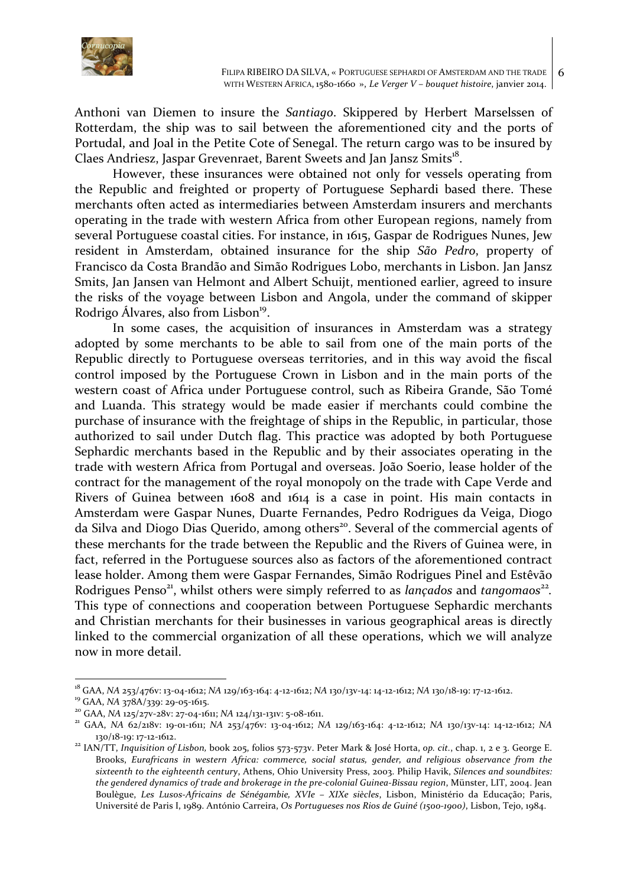Anthoni van Diemen to insure the *Santiago*. Skippered by Herbert Marselssen of Rotterdam, the ship was to sail between the aforementioned city and the ports of Portudal, and Joal in the Petite Cote of Senegal. The return cargo was to be insured by Claes Andriesz, Jaspar Grevenraet, Barent Sweets and Jan Jansz Smits[18].

However, these insurances were obtained not only for vessels operating from the Republic and freighted or property of Portuguese Sephardi based there. These merchants often acted as intermediaries between Amsterdam insurers and merchants operating in the trade with western Africa from other European regions, namely from several Portuguese coastal cities. For instance, in 1615, Gaspar de Rodrigues Nunes, Jew resident in Amsterdam, obtained insurance for the ship *São Pedro*, property of Francisco da Costa Brandão and Simão Rodrigues Lobo, merchants in Lisbon. Jan Jansz Smits, Jan Jansen van Helmont and Albert Schuijt, mentioned earlier, agreed to insure the risks of the voyage between Lisbon and Angola, under the command of skipper Rodrigo Álvares, also from Lisbon[19].

In some cases, the acquisition of insurances in Amsterdam was a strategy adopted by some merchants to be able to sail from one of the main ports of the Republic directly to Portuguese overseas territories, and in this way avoid the fiscal control imposed by the Portuguese Crown in Lisbon and in the main ports of the western coast of Africa under Portuguese control, such as Ribeira Grande, São Tomé and Luanda. This strategy would be made easier if merchants could combine the purchase of insurance with the freightage of ships in the Republic, in particular, those authorized to sail under Dutch flag. This practice was adopted by both Portuguese Sephardic merchants based in the Republic and by their associates operating in the trade with western Africa from Portugal and overseas. João Soerio, lease holder of the contract for the management of the royal monopoly on the trade with Cape Verde and Rivers of Guinea between 1608 and 1614 is a case in point. His main contacts in Amsterdam were Gaspar Nunes, Duarte Fernandes, Pedro Rodrigues da Veiga, Diogo da Silva and Diogo Dias Querido, among others[20]. Several of the commercial agents of these merchants for the trade between the Republic and the Rivers of Guinea were, in fact, referred in the Portuguese sources also as factors of the aforementioned contract lease holder. Among them were Gaspar Fernandes, Simão Rodrigues Pinel and Estêvão Rodrigues Penso[21], whilst others were simply referred to as *lançados* and *tangomaos*[22]. This type of connections and cooperation between Portuguese Sephardic merchants and Christian merchants for their businesses in various geographical areas is directly linked to the commercial organization of all these operations, which we will analyze now in more detail.

---

[18] GAA, *NA* 253/476v: 13-04-1612; *NA* 129/163-164: 4-12-1612; *NA* 130/13v-14: 14-12-1612; *NA* 130/18-19: 17-12-1612.

[19] GAA, *NA* 378A/339: 29-05-1615.

[20] GAA, *NA* 125/27v-28v: 27-04-1611; *NA* 124/131-131v: 5-08-1611.

[21] GAA, *NA* 62/218v: 19-01-1611; *NA* 253/476v: 13-04-1612; *NA* 129/163-164: 4-12-1612; *NA* 130/13v-14: 14-12-1612; *NA* 130/18-19: 17-12-1612.

[22] IAN/TT, *Inquisition of Lisbon,* book 205, folios 573-573v. Peter Mark & José Horta, *op. cit.*, chap. 1, 2 e 3. George E. Brooks, *Eurafricans in western Africa: commerce, social status, gender, and religious observance from the sixteenth to the eighteenth century*, Athens, Ohio University Press, 2003. Philip Havik, *Silences and soundbites: the gendered dynamics of trade and brokerage in the pre-colonial Guinea-Bissau region*, Münster, LIT, 2004. Jean Boulègue, *Les Lusos-Africains de Sénégambie, XVIe – XIXe siècles*, Lisbon, Ministério da Educação; Paris, Université de Paris I, 1989. António Carreira, *Os Portugueses nos Rios de Guiné (1500-1900)*, Lisbon, Tejo, 1984.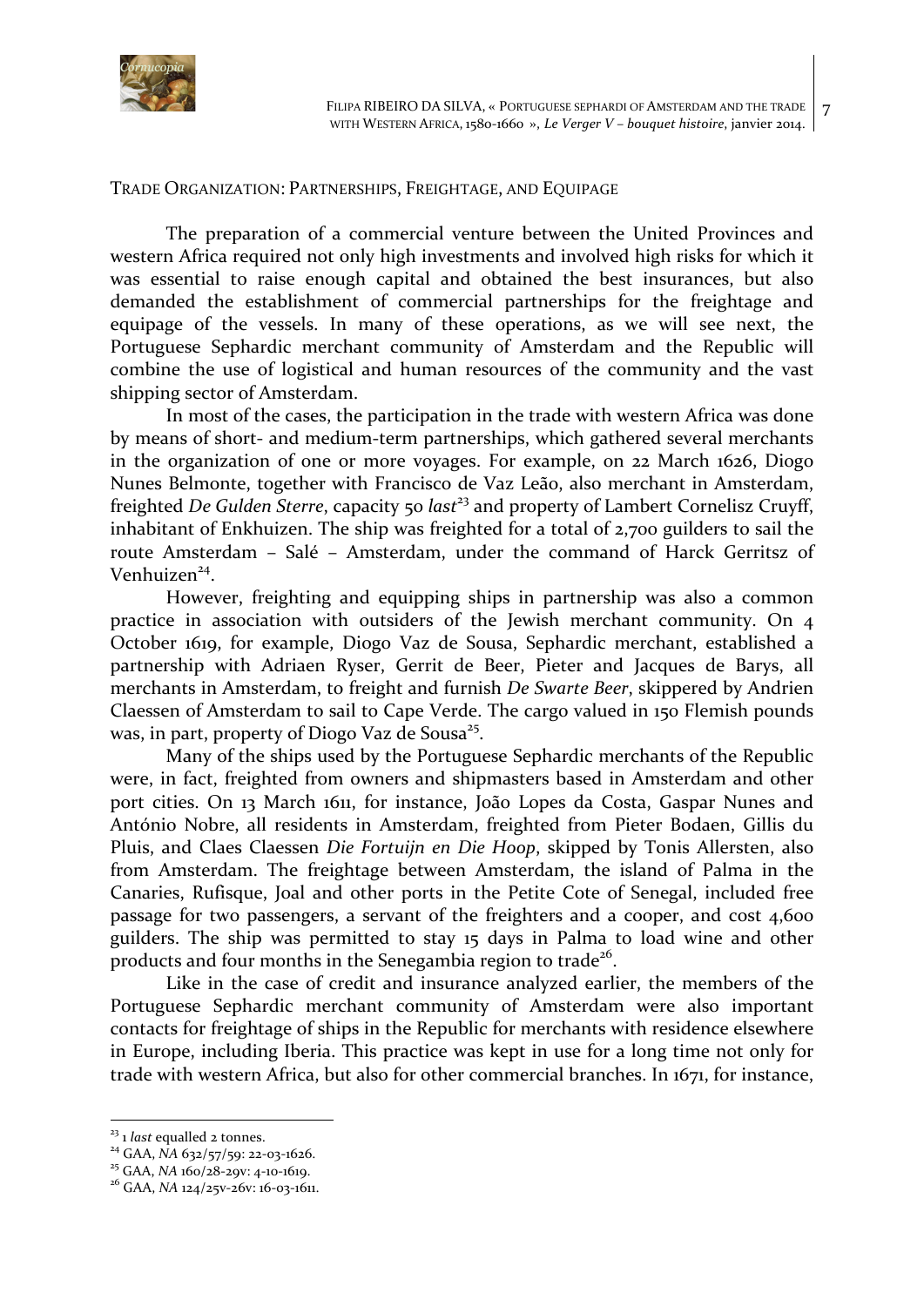## Trade Organization: Partnerships, Freightage, and Equipage

The preparation of a commercial venture between the United Provinces and western Africa required not only high investments and involved high risks for which it was essential to raise enough capital and obtained the best insurances, but also demanded the establishment of commercial partnerships for the freightage and equipage of the vessels. In many of these operations, as we will see next, the Portuguese Sephardic merchant community of Amsterdam and the Republic will combine the use of logistical and human resources of the community and the vast shipping sector of Amsterdam.

In most of the cases, the participation in the trade with western Africa was done by means of short- and medium-term partnerships, which gathered several merchants in the organization of one or more voyages. For example, on 22 March 1626, Diogo Nunes Belmonte, together with Francisco de Vaz Leão, also merchant in Amsterdam, freighted *De Gulden Sterre*, capacity 50 *last*[23] and property of Lambert Cornelisz Cruyff, inhabitant of Enkhuizen. The ship was freighted for a total of 2,700 guilders to sail the route Amsterdam – Salé – Amsterdam, under the command of Harck Gerritsz of Venhuizen[24].

However, freighting and equipping ships in partnership was also a common practice in association with outsiders of the Jewish merchant community. On 4 October 1619, for example, Diogo Vaz de Sousa, Sephardic merchant, established a partnership with Adriaen Ryser, Gerrit de Beer, Pieter and Jacques de Barys, all merchants in Amsterdam, to freight and furnish *De Swarte Beer*, skippered by Andrien Claessen of Amsterdam to sail to Cape Verde. The cargo valued in 150 Flemish pounds was, in part, property of Diogo Vaz de Sousa[25].

Many of the ships used by the Portuguese Sephardic merchants of the Republic were, in fact, freighted from owners and shipmasters based in Amsterdam and other port cities. On 13 March 1611, for instance, João Lopes da Costa, Gaspar Nunes and António Nobre, all residents in Amsterdam, freighted from Pieter Bodaen, Gillis du Pluis, and Claes Claessen *Die Fortuijn en Die Hoop*, skipped by Tonis Allersten, also from Amsterdam. The freightage between Amsterdam, the island of Palma in the Canaries, Rufisque, Joal and other ports in the Petite Cote of Senegal, included free passage for two passengers, a servant of the freighters and a cooper, and cost 4,600 guilders. The ship was permitted to stay 15 days in Palma to load wine and other products and four months in the Senegambia region to trade[26].

Like in the case of credit and insurance analyzed earlier, the members of the Portuguese Sephardic merchant community of Amsterdam were also important contacts for freightage of ships in the Republic for merchants with residence elsewhere in Europe, including Iberia. This practice was kept in use for a long time not only for trade with western Africa, but also for other commercial branches. In 1671, for instance,

---

[23] 1 *last* equalled 2 tonnes.

[24] GAA, *NA* 632/57/59: 22-03-1626.

[25] GAA, *NA* 160/28-29v: 4-10-1619.

[26] GAA, *NA* 124/25v-26v: 16-03-1611.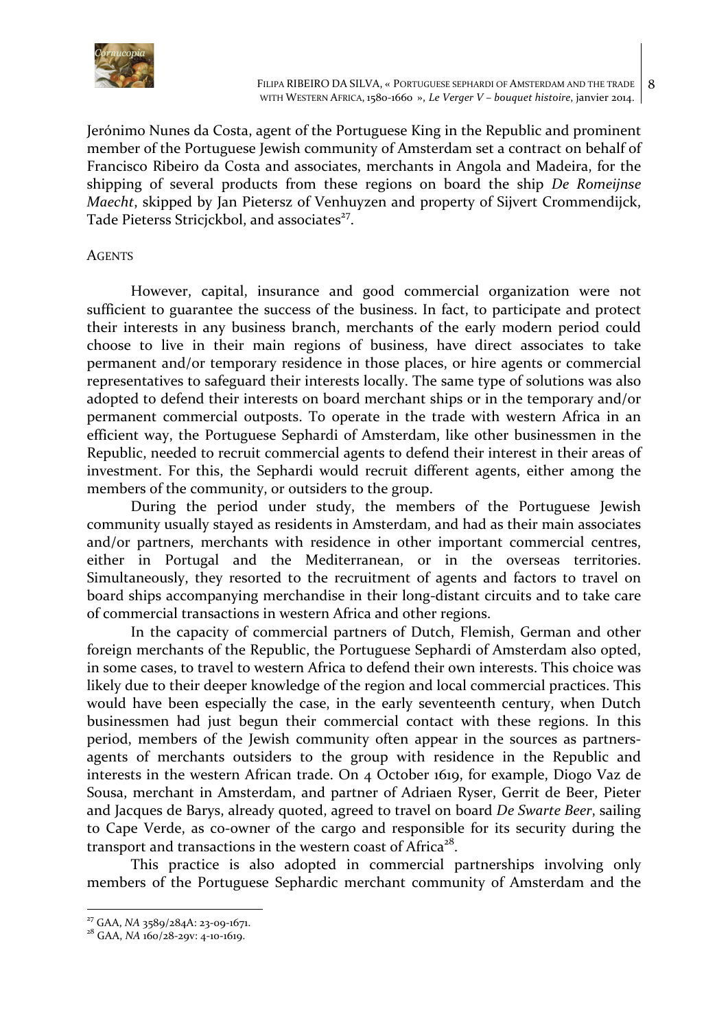Jerónimo Nunes da Costa, agent of the Portuguese King in the Republic and prominent member of the Portuguese Jewish community of Amsterdam set a contract on behalf of Francisco Ribeiro da Costa and associates, merchants in Angola and Madeira, for the shipping of several products from these regions on board the ship *De Romeijnse Maecht*, skipped by Jan Pietersz of Venhuyzen and property of Sijvert Crommendijck, Tade Pieterss Stricjckbol, and associates[27].

## AGENTS

However, capital, insurance and good commercial organization were not sufficient to guarantee the success of the business. In fact, to participate and protect their interests in any business branch, merchants of the early modern period could choose to live in their main regions of business, have direct associates to take permanent and/or temporary residence in those places, or hire agents or commercial representatives to safeguard their interests locally. The same type of solutions was also adopted to defend their interests on board merchant ships or in the temporary and/or permanent commercial outposts. To operate in the trade with western Africa in an efficient way, the Portuguese Sephardi of Amsterdam, like other businessmen in the Republic, needed to recruit commercial agents to defend their interest in their areas of investment. For this, the Sephardi would recruit different agents, either among the members of the community, or outsiders to the group.

During the period under study, the members of the Portuguese Jewish community usually stayed as residents in Amsterdam, and had as their main associates and/or partners, merchants with residence in other important commercial centres, either in Portugal and the Mediterranean, or in the overseas territories. Simultaneously, they resorted to the recruitment of agents and factors to travel on board ships accompanying merchandise in their long-distant circuits and to take care of commercial transactions in western Africa and other regions.

In the capacity of commercial partners of Dutch, Flemish, German and other foreign merchants of the Republic, the Portuguese Sephardi of Amsterdam also opted, in some cases, to travel to western Africa to defend their own interests. This choice was likely due to their deeper knowledge of the region and local commercial practices. This would have been especially the case, in the early seventeenth century, when Dutch businessmen had just begun their commercial contact with these regions. In this period, members of the Jewish community often appear in the sources as partners-agents of merchants outsiders to the group with residence in the Republic and interests in the western African trade. On 4 October 1619, for example, Diogo Vaz de Sousa, merchant in Amsterdam, and partner of Adriaen Ryser, Gerrit de Beer, Pieter and Jacques de Barys, already quoted, agreed to travel on board *De Swarte Beer*, sailing to Cape Verde, as co-owner of the cargo and responsible for its security during the transport and transactions in the western coast of Africa[28].

This practice is also adopted in commercial partnerships involving only members of the Portuguese Sephardic merchant community of Amsterdam and the

---

[27] GAA, *NA* 3589/284A: 23-09-1671.

[28] GAA, *NA* 160/28-29v: 4-10-1619.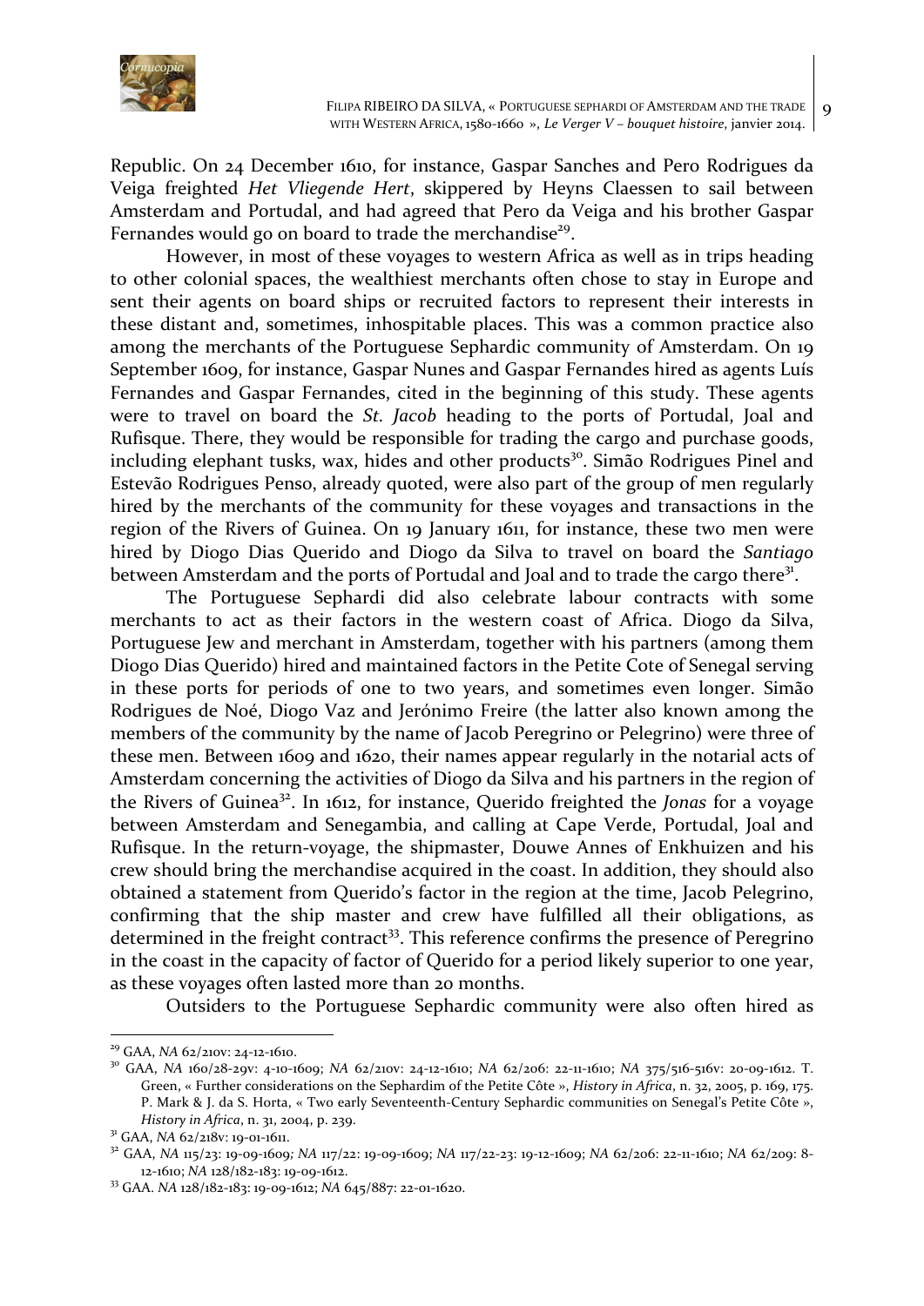Republic. On 24 December 1610, for instance, Gaspar Sanches and Pero Rodrigues da Veiga freighted *Het Vliegende Hert*, skippered by Heyns Claessen to sail between Amsterdam and Portudal, and had agreed that Pero da Veiga and his brother Gaspar Fernandes would go on board to trade the merchandise[29].

However, in most of these voyages to western Africa as well as in trips heading to other colonial spaces, the wealthiest merchants often chose to stay in Europe and sent their agents on board ships or recruited factors to represent their interests in these distant and, sometimes, inhospitable places. This was a common practice also among the merchants of the Portuguese Sephardic community of Amsterdam. On 19 September 1609, for instance, Gaspar Nunes and Gaspar Fernandes hired as agents Luís Fernandes and Gaspar Fernandes, cited in the beginning of this study. These agents were to travel on board the *St. Jacob* heading to the ports of Portudal, Joal and Rufisque. There, they would be responsible for trading the cargo and purchase goods, including elephant tusks, wax, hides and other products[30]. Simão Rodrigues Pinel and Estevão Rodrigues Penso, already quoted, were also part of the group of men regularly hired by the merchants of the community for these voyages and transactions in the region of the Rivers of Guinea. On 19 January 1611, for instance, these two men were hired by Diogo Dias Querido and Diogo da Silva to travel on board the *Santiago* between Amsterdam and the ports of Portudal and Joal and to trade the cargo there[31].

The Portuguese Sephardi did also celebrate labour contracts with some merchants to act as their factors in the western coast of Africa. Diogo da Silva, Portuguese Jew and merchant in Amsterdam, together with his partners (among them Diogo Dias Querido) hired and maintained factors in the Petite Cote of Senegal serving in these ports for periods of one to two years, and sometimes even longer. Simão Rodrigues de Noé, Diogo Vaz and Jerónimo Freire (the latter also known among the members of the community by the name of Jacob Peregrino or Pelegrino) were three of these men. Between 1609 and 1620, their names appear regularly in the notarial acts of Amsterdam concerning the activities of Diogo da Silva and his partners in the region of the Rivers of Guinea[32]. In 1612, for instance, Querido freighted the *Jonas* for a voyage between Amsterdam and Senegambia, and calling at Cape Verde, Portudal, Joal and Rufisque. In the return-voyage, the shipmaster, Douwe Annes of Enkhuizen and his crew should bring the merchandise acquired in the coast. In addition, they should also obtained a statement from Querido's factor in the region at the time, Jacob Pelegrino, confirming that the ship master and crew have fulfilled all their obligations, as determined in the freight contract[33]. This reference confirms the presence of Peregrino in the coast in the capacity of factor of Querido for a period likely superior to one year, as these voyages often lasted more than 20 months.

Outsiders to the Portuguese Sephardic community were also often hired as

---

[29] GAA, *NA* 62/210v: 24-12-1610.

[30] GAA, *NA* 160/28-29v: 4-10-1609; *NA* 62/210v: 24-12-1610; *NA* 62/206: 22-11-1610; *NA* 375/516-516v: 20-09-1612. T. Green, « Further considerations on the Sephardim of the Petite Côte », *History in Africa*, n. 32, 2005, p. 169, 175. P. Mark & J. da S. Horta, « Two early Seventeenth-Century Sephardic communities on Senegal's Petite Côte », *History in Africa*, n. 31, 2004, p. 239.

[31] GAA, *NA* 62/218v: 19-01-1611.

[32] GAA, *NA* 115/23: 19-09-1609; *NA* 117/22: 19-09-1609; *NA* 117/22-23: 19-12-1609; *NA* 62/206: 22-11-1610; *NA* 62/209: 8-12-1610; *NA* 128/182-183: 19-09-1612.

[33] GAA. *NA* 128/182-183: 19-09-1612; *NA* 645/887: 22-01-1620.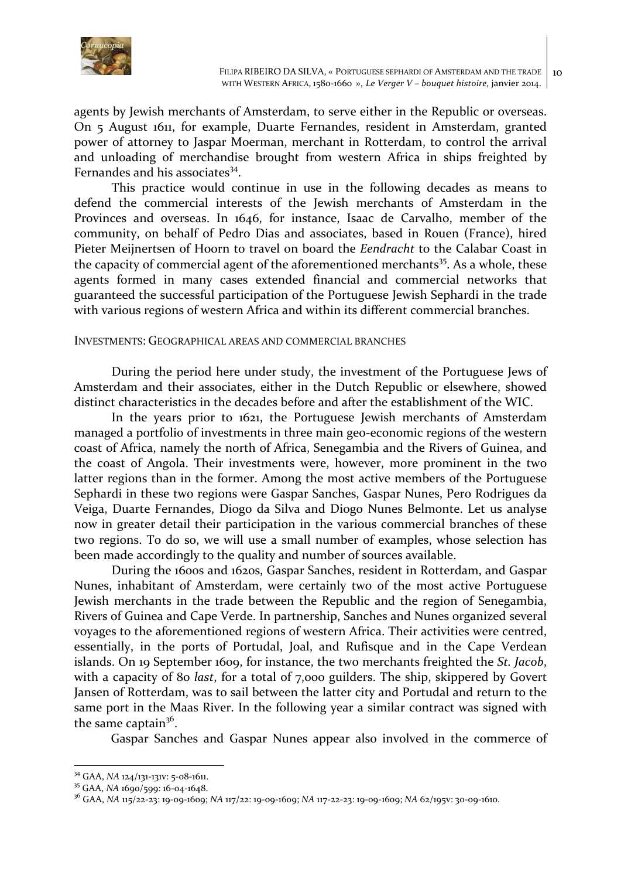agents by Jewish merchants of Amsterdam, to serve either in the Republic or overseas. On 5 August 1611, for example, Duarte Fernandes, resident in Amsterdam, granted power of attorney to Jaspar Moerman, merchant in Rotterdam, to control the arrival and unloading of merchandise brought from western Africa in ships freighted by Fernandes and his associates[34].

This practice would continue in use in the following decades as means to defend the commercial interests of the Jewish merchants of Amsterdam in the Provinces and overseas. In 1646, for instance, Isaac de Carvalho, member of the community, on behalf of Pedro Dias and associates, based in Rouen (France), hired Pieter Meijnertsen of Hoorn to travel on board the *Eendracht* to the Calabar Coast in the capacity of commercial agent of the aforementioned merchants[35]. As a whole, these agents formed in many cases extended financial and commercial networks that guaranteed the successful participation of the Portuguese Jewish Sephardi in the trade with various regions of western Africa and within its different commercial branches.

## INVESTMENTS: GEOGRAPHICAL AREAS AND COMMERCIAL BRANCHES

During the period here under study, the investment of the Portuguese Jews of Amsterdam and their associates, either in the Dutch Republic or elsewhere, showed distinct characteristics in the decades before and after the establishment of the WIC.

In the years prior to 1621, the Portuguese Jewish merchants of Amsterdam managed a portfolio of investments in three main geo-economic regions of the western coast of Africa, namely the north of Africa, Senegambia and the Rivers of Guinea, and the coast of Angola. Their investments were, however, more prominent in the two latter regions than in the former. Among the most active members of the Portuguese Sephardi in these two regions were Gaspar Sanches, Gaspar Nunes, Pero Rodrigues da Veiga, Duarte Fernandes, Diogo da Silva and Diogo Nunes Belmonte. Let us analyse now in greater detail their participation in the various commercial branches of these two regions. To do so, we will use a small number of examples, whose selection has been made accordingly to the quality and number of sources available.

During the 1600s and 1620s, Gaspar Sanches, resident in Rotterdam, and Gaspar Nunes, inhabitant of Amsterdam, were certainly two of the most active Portuguese Jewish merchants in the trade between the Republic and the region of Senegambia, Rivers of Guinea and Cape Verde. In partnership, Sanches and Nunes organized several voyages to the aforementioned regions of western Africa. Their activities were centred, essentially, in the ports of Portudal, Joal, and Rufisque and in the Cape Verdean islands. On 19 September 1609, for instance, the two merchants freighted the *St. Jacob*, with a capacity of 80 *last*, for a total of 7,000 guilders. The ship, skippered by Govert Jansen of Rotterdam, was to sail between the latter city and Portudal and return to the same port in the Maas River. In the following year a similar contract was signed with the same captain[36].

Gaspar Sanches and Gaspar Nunes appear also involved in the commerce of

---

[34] GAA, *NA* 124/131-131v: 5-08-1611.

[35] GAA, *NA* 1690/599: 16-04-1648.

[36] GAA, *NA* 115/22-23: 19-09-1609; *NA* 117/22: 19-09-1609; *NA* 117-22-23: 19-09-1609; *NA* 62/195v: 30-09-1610.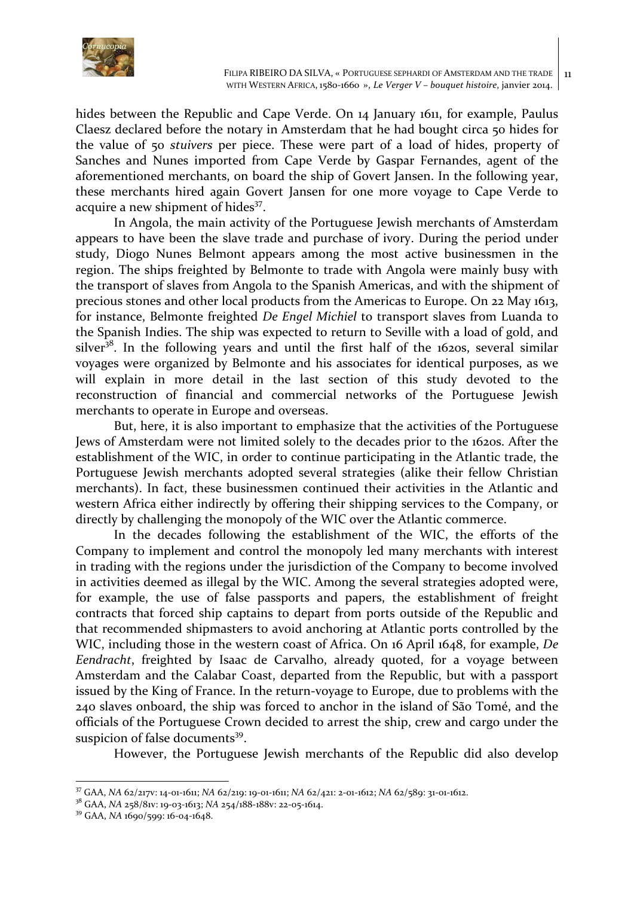hides between the Republic and Cape Verde. On 14 January 1611, for example, Paulus Claesz declared before the notary in Amsterdam that he had bought circa 50 hides for the value of 50 *stuivers* per piece. These were part of a load of hides, property of Sanches and Nunes imported from Cape Verde by Gaspar Fernandes, agent of the aforementioned merchants, on board the ship of Govert Jansen. In the following year, these merchants hired again Govert Jansen for one more voyage to Cape Verde to acquire a new shipment of hides[37].

In Angola, the main activity of the Portuguese Jewish merchants of Amsterdam appears to have been the slave trade and purchase of ivory. During the period under study, Diogo Nunes Belmont appears among the most active businessmen in the region. The ships freighted by Belmonte to trade with Angola were mainly busy with the transport of slaves from Angola to the Spanish Americas, and with the shipment of precious stones and other local products from the Americas to Europe. On 22 May 1613, for instance, Belmonte freighted *De Engel Michiel* to transport slaves from Luanda to the Spanish Indies. The ship was expected to return to Seville with a load of gold, and silver[38]. In the following years and until the first half of the 1620s, several similar voyages were organized by Belmonte and his associates for identical purposes, as we will explain in more detail in the last section of this study devoted to the reconstruction of financial and commercial networks of the Portuguese Jewish merchants to operate in Europe and overseas.

But, here, it is also important to emphasize that the activities of the Portuguese Jews of Amsterdam were not limited solely to the decades prior to the 1620s. After the establishment of the WIC, in order to continue participating in the Atlantic trade, the Portuguese Jewish merchants adopted several strategies (alike their fellow Christian merchants). In fact, these businessmen continued their activities in the Atlantic and western Africa either indirectly by offering their shipping services to the Company, or directly by challenging the monopoly of the WIC over the Atlantic commerce.

In the decades following the establishment of the WIC, the efforts of the Company to implement and control the monopoly led many merchants with interest in trading with the regions under the jurisdiction of the Company to become involved in activities deemed as illegal by the WIC. Among the several strategies adopted were, for example, the use of false passports and papers, the establishment of freight contracts that forced ship captains to depart from ports outside of the Republic and that recommended shipmasters to avoid anchoring at Atlantic ports controlled by the WIC, including those in the western coast of Africa. On 16 April 1648, for example, *De Eendracht*, freighted by Isaac de Carvalho, already quoted, for a voyage between Amsterdam and the Calabar Coast, departed from the Republic, but with a passport issued by the King of France. In the return-voyage to Europe, due to problems with the 240 slaves onboard, the ship was forced to anchor in the island of São Tomé, and the officials of the Portuguese Crown decided to arrest the ship, crew and cargo under the suspicion of false documents[39].

However, the Portuguese Jewish merchants of the Republic did also develop

---

[37] GAA, *NA* 62/217v: 14-01-1611; *NA* 62/219: 19-01-1611; *NA* 62/421: 2-01-1612; *NA* 62/589: 31-01-1612.

[38] GAA, *NA* 258/81v: 19-03-1613; *NA* 254/188-188v: 22-05-1614.

[39] GAA, *NA* 1690/599: 16-04-1648.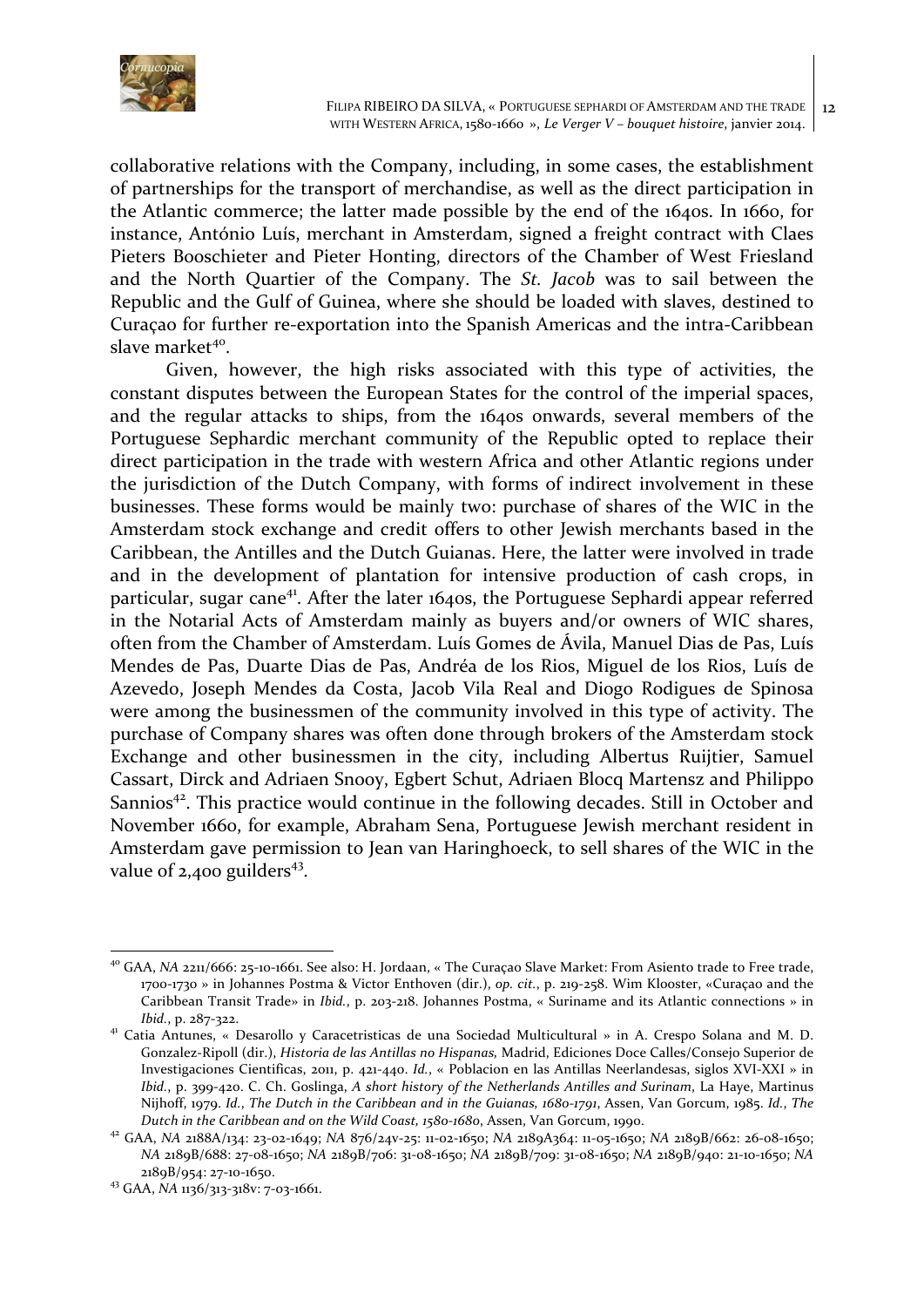collaborative relations with the Company, including, in some cases, the establishment of partnerships for the transport of merchandise, as well as the direct participation in the Atlantic commerce; the latter made possible by the end of the 1640s. In 1660, for instance, António Luís, merchant in Amsterdam, signed a freight contract with Claes Pieters Booschieter and Pieter Honting, directors of the Chamber of West Friesland and the North Quartier of the Company. The *St. Jacob* was to sail between the Republic and the Gulf of Guinea, where she should be loaded with slaves, destined to Curaçao for further re-exportation into the Spanish Americas and the intra-Caribbean slave market[40].

Given, however, the high risks associated with this type of activities, the constant disputes between the European States for the control of the imperial spaces, and the regular attacks to ships, from the 1640s onwards, several members of the Portuguese Sephardic merchant community of the Republic opted to replace their direct participation in the trade with western Africa and other Atlantic regions under the jurisdiction of the Dutch Company, with forms of indirect involvement in these businesses. These forms would be mainly two: purchase of shares of the WIC in the Amsterdam stock exchange and credit offers to other Jewish merchants based in the Caribbean, the Antilles and the Dutch Guianas. Here, the latter were involved in trade and in the development of plantation for intensive production of cash crops, in particular, sugar cane[41]. After the later 1640s, the Portuguese Sephardi appear referred in the Notarial Acts of Amsterdam mainly as buyers and/or owners of WIC shares, often from the Chamber of Amsterdam. Luís Gomes de Ávila, Manuel Dias de Pas, Luís Mendes de Pas, Duarte Dias de Pas, Andréa de los Rios, Miguel de los Rios, Luís de Azevedo, Joseph Mendes da Costa, Jacob Vila Real and Diogo Rodigues de Spinosa were among the businessmen of the community involved in this type of activity. The purchase of Company shares was often done through brokers of the Amsterdam stock Exchange and other businessmen in the city, including Albertus Ruijtier, Samuel Cassart, Dirck and Adriaen Snooy, Egbert Schut, Adriaen Blocq Martensz and Philippo Sannios[42]. This practice would continue in the following decades. Still in October and November 1660, for example, Abraham Sena, Portuguese Jewish merchant resident in Amsterdam gave permission to Jean van Haringhoeck, to sell shares of the WIC in the value of 2,400 guilders[43].

---

[40] GAA, *NA* 2211/666: 25-10-1661. See also: H. Jordaan, « The Curaçao Slave Market: From Asiento trade to Free trade, 1700-1730 » in Johannes Postma & Victor Enthoven (dir.), *op. cit.*, p. 219-258. Wim Klooster, «Curaçao and the Caribbean Transit Trade» in *Ibid.*, p. 203-218. Johannes Postma, « Suriname and its Atlantic connections » in *Ibid.*, p. 287-322.

[41] Catia Antunes, « Desarollo y Caracetristicas de una Sociedad Multicultural » in A. Crespo Solana and M. D. Gonzalez-Ripoll (dir.), *Historia de las Antillas no Hispanas,* Madrid, Ediciones Doce Calles/Consejo Superior de Investigaciones Cientificas, 2011, p. 421-440. *Id.*, « Poblacion en las Antillas Neerlandesas, siglos XVI-XXI » in *Ibid.*, p. 399-420. C. Ch. Goslinga, *A short history of the Netherlands Antilles and Surinam*, La Haye, Martinus Nijhoff, 1979. *Id.*, *The Dutch in the Caribbean and in the Guianas, 1680-1791*, Assen, Van Gorcum, 1985. *Id.*, *The Dutch in the Caribbean and on the Wild Coast, 1580-1680*, Assen, Van Gorcum, 1990.

[42] GAA, *NA* 2188A/134: 23-02-1649; *NA* 876/24v-25: 11-02-1650; *NA* 2189A364: 11-05-1650; *NA* 2189B/662: 26-08-1650; *NA* 2189B/688: 27-08-1650; *NA* 2189B/706: 31-08-1650; *NA* 2189B/709: 31-08-1650; *NA* 2189B/940: 21-10-1650; *NA* 2189B/954: 27-10-1650.

[43] GAA, *NA* 1136/313-318v: 7-03-1661.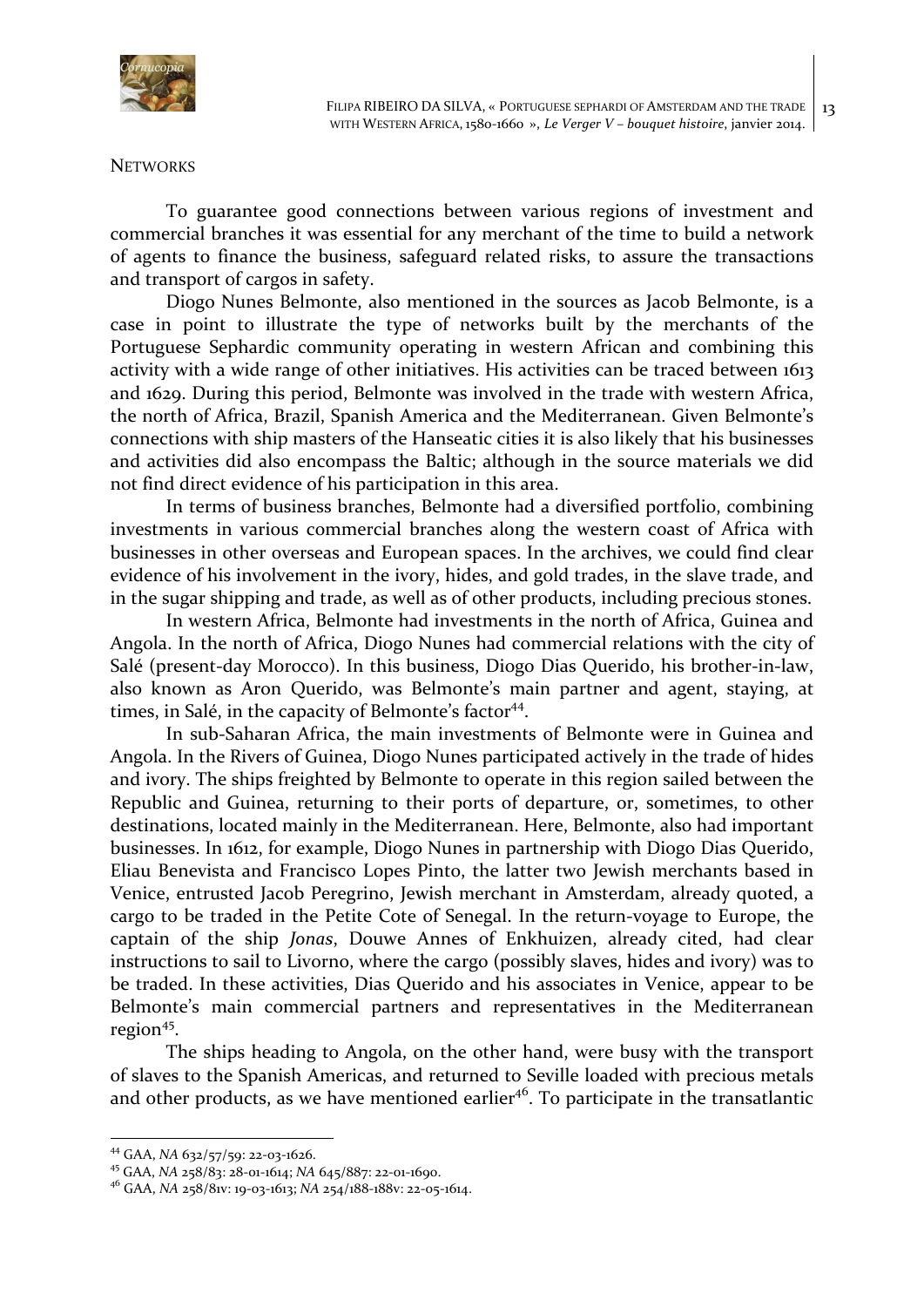NETWORKS

To guarantee good connections between various regions of investment and commercial branches it was essential for any merchant of the time to build a network of agents to finance the business, safeguard related risks, to assure the transactions and transport of cargos in safety.

Diogo Nunes Belmonte, also mentioned in the sources as Jacob Belmonte, is a case in point to illustrate the type of networks built by the merchants of the Portuguese Sephardic community operating in western African and combining this activity with a wide range of other initiatives. His activities can be traced between 1613 and 1629. During this period, Belmonte was involved in the trade with western Africa, the north of Africa, Brazil, Spanish America and the Mediterranean. Given Belmonte's connections with ship masters of the Hanseatic cities it is also likely that his businesses and activities did also encompass the Baltic; although in the source materials we did not find direct evidence of his participation in this area.

In terms of business branches, Belmonte had a diversified portfolio, combining investments in various commercial branches along the western coast of Africa with businesses in other overseas and European spaces. In the archives, we could find clear evidence of his involvement in the ivory, hides, and gold trades, in the slave trade, and in the sugar shipping and trade, as well as of other products, including precious stones.

In western Africa, Belmonte had investments in the north of Africa, Guinea and Angola. In the north of Africa, Diogo Nunes had commercial relations with the city of Salé (present-day Morocco). In this business, Diogo Dias Querido, his brother-in-law, also known as Aron Querido, was Belmonte's main partner and agent, staying, at times, in Salé, in the capacity of Belmonte's factor[44].

In sub-Saharan Africa, the main investments of Belmonte were in Guinea and Angola. In the Rivers of Guinea, Diogo Nunes participated actively in the trade of hides and ivory. The ships freighted by Belmonte to operate in this region sailed between the Republic and Guinea, returning to their ports of departure, or, sometimes, to other destinations, located mainly in the Mediterranean. Here, Belmonte, also had important businesses. In 1612, for example, Diogo Nunes in partnership with Diogo Dias Querido, Eliau Benevista and Francisco Lopes Pinto, the latter two Jewish merchants based in Venice, entrusted Jacob Peregrino, Jewish merchant in Amsterdam, already quoted, a cargo to be traded in the Petite Cote of Senegal. In the return-voyage to Europe, the captain of the ship *Jonas*, Douwe Annes of Enkhuizen, already cited, had clear instructions to sail to Livorno, where the cargo (possibly slaves, hides and ivory) was to be traded. In these activities, Dias Querido and his associates in Venice, appear to be Belmonte's main commercial partners and representatives in the Mediterranean region[45].

The ships heading to Angola, on the other hand, were busy with the transport of slaves to the Spanish Americas, and returned to Seville loaded with precious metals and other products, as we have mentioned earlier[46]. To participate in the transatlantic

[44] GAA, *NA* 632/57/59: 22-03-1626.

[45] GAA, *NA* 258/83: 28-01-1614; *NA* 645/887: 22-01-1690.

[46] GAA, *NA* 258/81v: 19-03-1613; *NA* 254/188-188v: 22-05-1614.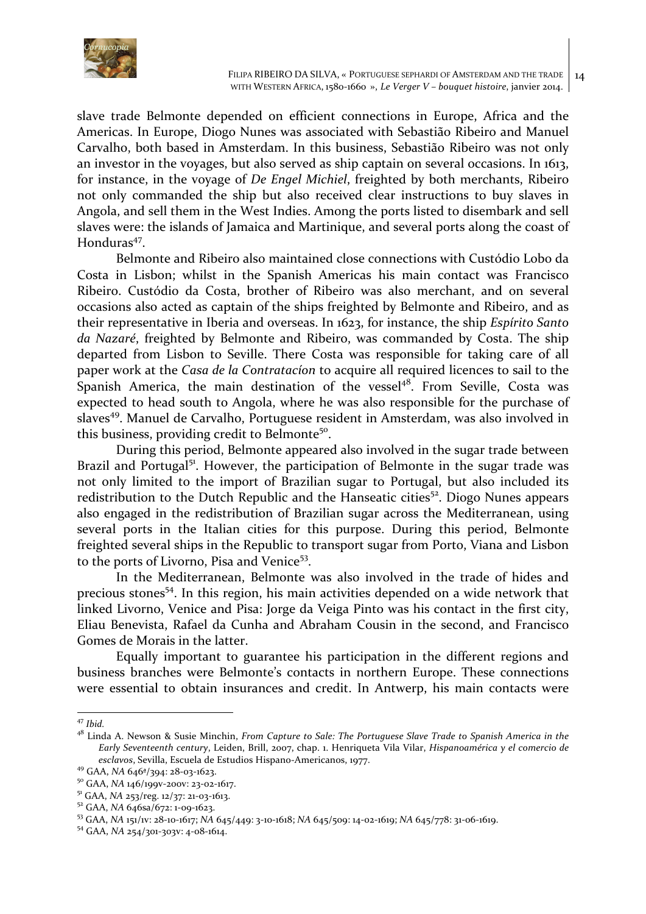slave trade Belmonte depended on efficient connections in Europe, Africa and the Americas. In Europe, Diogo Nunes was associated with Sebastião Ribeiro and Manuel Carvalho, both based in Amsterdam. In this business, Sebastião Ribeiro was not only an investor in the voyages, but also served as ship captain on several occasions. In 1613, for instance, in the voyage of *De Engel Michiel*, freighted by both merchants, Ribeiro not only commanded the ship but also received clear instructions to buy slaves in Angola, and sell them in the West Indies. Among the ports listed to disembark and sell slaves were: the islands of Jamaica and Martinique, and several ports along the coast of Honduras[47].

Belmonte and Ribeiro also maintained close connections with Custódio Lobo da Costa in Lisbon; whilst in the Spanish Americas his main contact was Francisco Ribeiro. Custódio da Costa, brother of Ribeiro was also merchant, and on several occasions also acted as captain of the ships freighted by Belmonte and Ribeiro, and as their representative in Iberia and overseas. In 1623, for instance, the ship *Espírito Santo da Nazaré*, freighted by Belmonte and Ribeiro, was commanded by Costa. The ship departed from Lisbon to Seville. There Costa was responsible for taking care of all paper work at the *Casa de la Contratacíon* to acquire all required licences to sail to the Spanish America, the main destination of the vessel[48]. From Seville, Costa was expected to head south to Angola, where he was also responsible for the purchase of slaves[49]. Manuel de Carvalho, Portuguese resident in Amsterdam, was also involved in this business, providing credit to Belmonte[50].

During this period, Belmonte appeared also involved in the sugar trade between Brazil and Portugal[51]. However, the participation of Belmonte in the sugar trade was not only limited to the import of Brazilian sugar to Portugal, but also included its redistribution to the Dutch Republic and the Hanseatic cities[52]. Diogo Nunes appears also engaged in the redistribution of Brazilian sugar across the Mediterranean, using several ports in the Italian cities for this purpose. During this period, Belmonte freighted several ships in the Republic to transport sugar from Porto, Viana and Lisbon to the ports of Livorno, Pisa and Venice[53].

In the Mediterranean, Belmonte was also involved in the trade of hides and precious stones[54]. In this region, his main activities depended on a wide network that linked Livorno, Venice and Pisa: Jorge da Veiga Pinto was his contact in the first city, Eliau Benevista, Rafael da Cunha and Abraham Cousin in the second, and Francisco Gomes de Morais in the latter.

Equally important to guarantee his participation in the different regions and business branches were Belmonte's contacts in northern Europe. These connections were essential to obtain insurances and credit. In Antwerp, his main contacts were

---

[47] *Ibid.*

[48] Linda A. Newson & Susie Minchin, *From Capture to Sale: The Portuguese Slave Trade to Spanish America in the Early Seventeenth century*, Leiden, Brill, 2007, chap. 1. Henriqueta Vila Vilar, *Hispanoamérica y el comercio de esclavos*, Sevilla, Escuela de Estudios Hispano-Americanos, 1977.

[49] GAA, *NA* 646ª/394: 28-03-1623.

[50] GAA, *NA* 146/199v-200v: 23-02-1617.

[51] GAA, *NA* 253/reg. 12/37: 21-03-1613.

[52] GAA, *NA* 646sa/672: 1-09-1623.

[53] GAA, *NA* 151/1v: 28-10-1617; *NA* 645/449: 3-10-1618; *NA* 645/509: 14-02-1619; *NA* 645/778: 31-06-1619.

[54] GAA, *NA* 254/301-303v: 4-08-1614.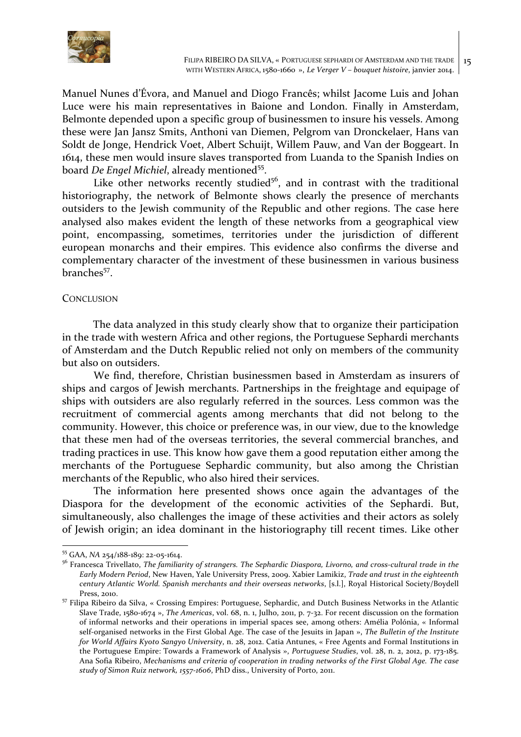Manuel Nunes d'Évora, and Manuel and Diogo Francês; whilst Jacome Luis and Johan Luce were his main representatives in Baione and London. Finally in Amsterdam, Belmonte depended upon a specific group of businessmen to insure his vessels. Among these were Jan Jansz Smits, Anthoni van Diemen, Pelgrom van Dronckelaer, Hans van Soldt de Jonge, Hendrick Voet, Albert Schuijt, Willem Pauw, and Van der Boggeart. In 1614, these men would insure slaves transported from Luanda to the Spanish Indies on board *De Engel Michiel*, already mentioned[55].

Like other networks recently studied[56], and in contrast with the traditional historiography, the network of Belmonte shows clearly the presence of merchants outsiders to the Jewish community of the Republic and other regions. The case here analysed also makes evident the length of these networks from a geographical view point, encompassing, sometimes, territories under the jurisdiction of different european monarchs and their empires. This evidence also confirms the diverse and complementary character of the investment of these businessmen in various business branches[57].

## CONCLUSION

The data analyzed in this study clearly show that to organize their participation in the trade with western Africa and other regions, the Portuguese Sephardi merchants of Amsterdam and the Dutch Republic relied not only on members of the community but also on outsiders.

We find, therefore, Christian businessmen based in Amsterdam as insurers of ships and cargos of Jewish merchants. Partnerships in the freightage and equipage of ships with outsiders are also regularly referred in the sources. Less common was the recruitment of commercial agents among merchants that did not belong to the community. However, this choice or preference was, in our view, due to the knowledge that these men had of the overseas territories, the several commercial branches, and trading practices in use. This know how gave them a good reputation either among the merchants of the Portuguese Sephardic community, but also among the Christian merchants of the Republic, who also hired their services.

The information here presented shows once again the advantages of the Diaspora for the development of the economic activities of the Sephardi. But, simultaneously, also challenges the image of these activities and their actors as solely of Jewish origin; an idea dominant in the historiography till recent times. Like other

---

[55] GAA, *NA* 254/188-189: 22-05-1614.

[56] Francesca Trivellato, *The familiarity of strangers. The Sephardic Diaspora, Livorno, and cross-cultural trade in the Early Modern Period*, New Haven, Yale University Press, 2009. Xabier Lamikiz, *Trade and trust in the eighteenth century Atlantic World. Spanish merchants and their overseas networks*, [s.l.], Royal Historical Society/Boydell Press, 2010.

[57] Filipa Ribeiro da Silva, « Crossing Empires: Portuguese, Sephardic, and Dutch Business Networks in the Atlantic Slave Trade, 1580-1674 », *The Americas*, vol. 68, n. 1, Julho, 2011, p. 7-32. For recent discussion on the formation of informal networks and their operations in imperial spaces see, among others: Amélia Polónia, « Informal self-organised networks in the First Global Age. The case of the Jesuits in Japan », *The Bulletin of the Institute for World Affairs Kyoto Sangyo University*, n. 28, 2012. Catia Antunes, « Free Agents and Formal Institutions in the Portuguese Empire: Towards a Framework of Analysis », *Portuguese Studies*, vol. 28, n. 2, 2012, p. 173-185. Ana Sofia Ribeiro, *Mechanisms and criteria of cooperation in trading networks of the First Global Age. The case study of Simon Ruiz network, 1557-1606*, PhD diss., University of Porto, 2011.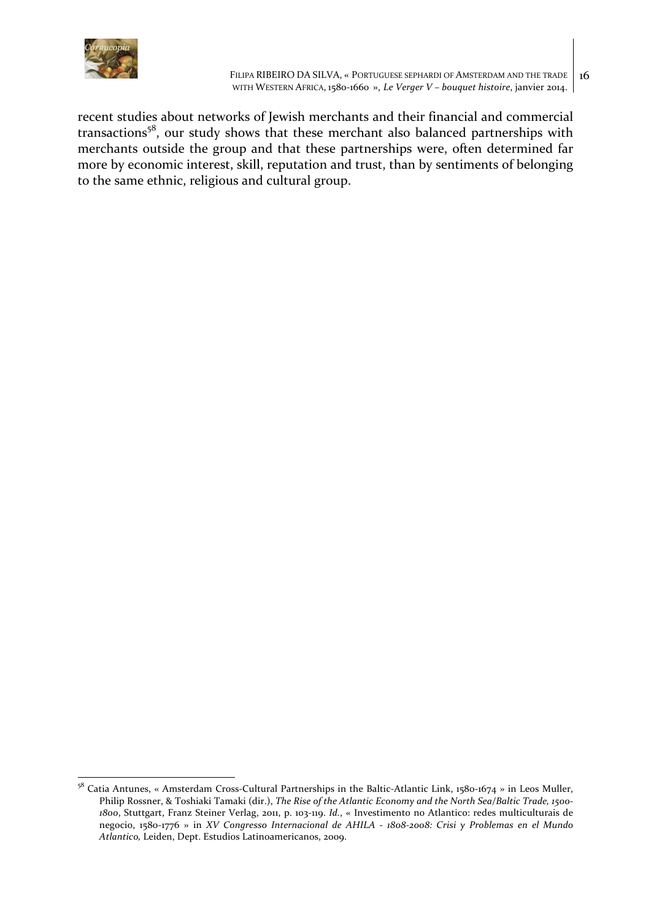recent studies about networks of Jewish merchants and their financial and commercial transactions[58], our study shows that these merchant also balanced partnerships with merchants outside the group and that these partnerships were, often determined far more by economic interest, skill, reputation and trust, than by sentiments of belonging to the same ethnic, religious and cultural group.

---

[58] Catia Antunes, « Amsterdam Cross-Cultural Partnerships in the Baltic-Atlantic Link, 1580-1674 » in Leos Muller, Philip Rossner, & Toshiaki Tamaki (dir.), *The Rise of the Atlantic Economy and the North Sea/Baltic Trade, 1500-1800*, Stuttgart, Franz Steiner Verlag, 2011, p. 103-119. *Id.*, « Investimento no Atlantico: redes multiculturais de negocio, 1580-1776 » in *XV Congresso Internacional de AHILA - 1808-2008: Crisi y Problemas en el Mundo Atlantico,* Leiden, Dept. Estudios Latinoamericanos, 2009.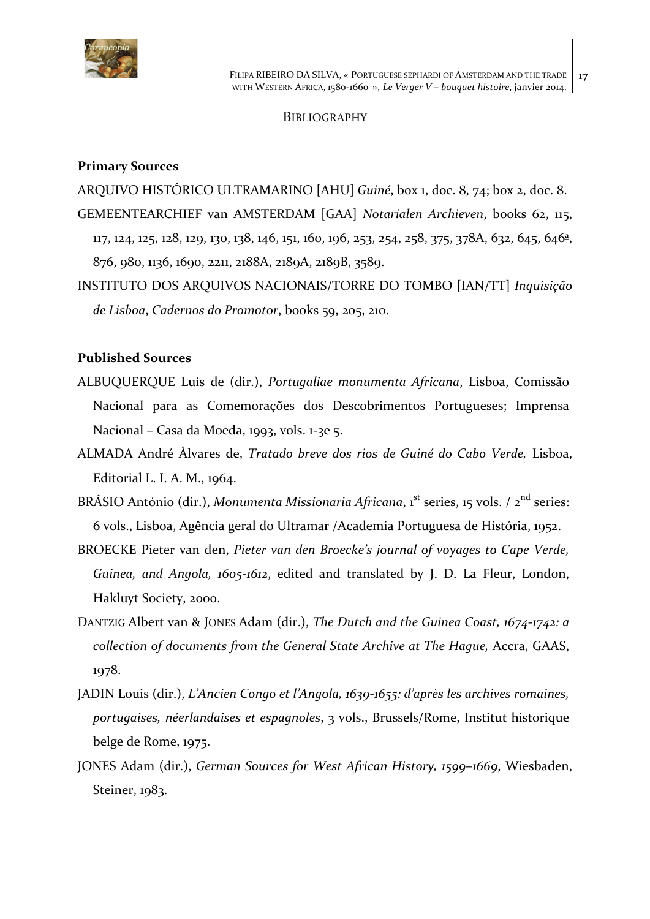BIBLIOGRAPHY

**Primary Sources**

ARQUIVO HISTÓRICO ULTRAMARINO [AHU] *Guiné*, box 1, doc. 8, 74; box 2, doc. 8.

GEMEENTEARCHIEF van AMSTERDAM [GAA] *Notarialen Archieven*, books 62, 115, 117, 124, 125, 128, 129, 130, 138, 146, 151, 160, 196, 253, 254, 258, 375, 378A, 632, 645, 646ª, 876, 980, 1136, 1690, 2211, 2188A, 2189A, 2189B, 3589.

INSTITUTO DOS ARQUIVOS NACIONAIS/TORRE DO TOMBO [IAN/TT] *Inquisição de Lisboa*, *Cadernos do Promotor*, books 59, 205, 210.

**Published Sources**

ALBUQUERQUE Luís de (dir.), *Portugaliae monumenta Africana*, Lisboa, Comissão Nacional para as Comemorações dos Descobrimentos Portugueses; Imprensa Nacional – Casa da Moeda, 1993, vols. 1-3e 5.

ALMADA André Álvares de, *Tratado breve dos rios de Guiné do Cabo Verde,* Lisboa, Editorial L. I. A. M., 1964.

BRÁSIO António (dir.), *Monumenta Missionaria Africana*, 1st series, 15 vols. / 2nd series: 6 vols., Lisboa, Agência geral do Ultramar /Academia Portuguesa de História, 1952.

BROECKE Pieter van den, *Pieter van den Broecke's journal of voyages to Cape Verde, Guinea, and Angola, 1605-1612*, edited and translated by J. D. La Fleur, London, Hakluyt Society, 2000.

DANTZIG Albert van & JONES Adam (dir.), *The Dutch and the Guinea Coast, 1674-1742: a collection of documents from the General State Archive at The Hague,* Accra, GAAS, 1978.

JADIN Louis (dir.), *L'Ancien Congo et l'Angola, 1639-1655: d'après les archives romaines, portugaises, néerlandaises et espagnoles*, 3 vols., Brussels/Rome, Institut historique belge de Rome, 1975.

JONES Adam (dir.), *German Sources for West African History, 1599–1669*, Wiesbaden, Steiner, 1983.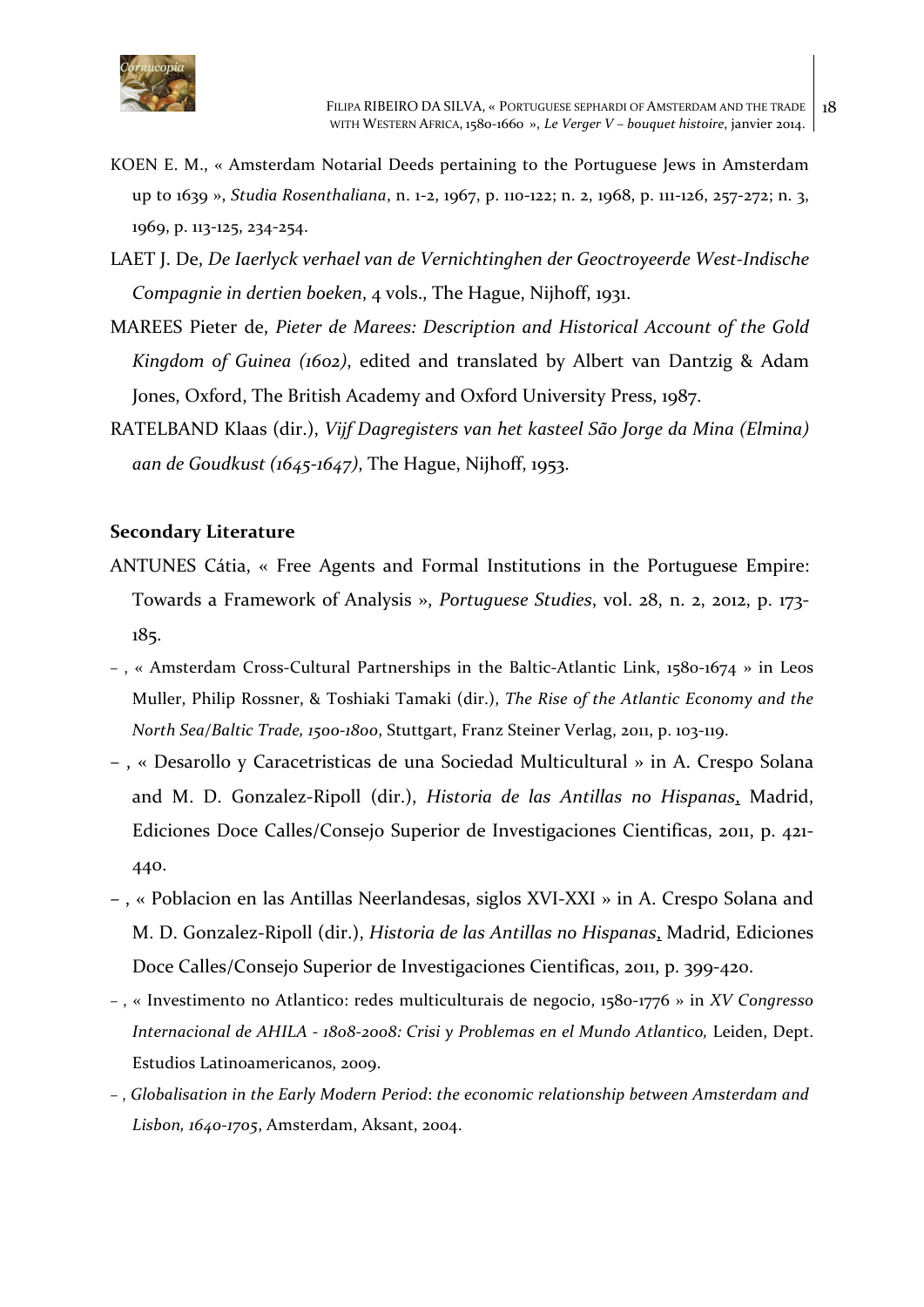KOEN E. M., « Amsterdam Notarial Deeds pertaining to the Portuguese Jews in Amsterdam up to 1639 », *Studia Rosenthaliana*, n. 1-2, 1967, p. 110-122; n. 2, 1968, p. 111-126, 257-272; n. 3, 1969, p. 113-125, 234-254.

LAET J. De, *De Iaerlyck verhael van de Vernichtinghen der Geoctroyeerde West-Indische Compagnie in dertien boeken*, 4 vols., The Hague, Nijhoff, 1931.

MAREES Pieter de, *Pieter de Marees: Description and Historical Account of the Gold Kingdom of Guinea (1602)*, edited and translated by Albert van Dantzig & Adam Jones, Oxford, The British Academy and Oxford University Press, 1987.

RATELBAND Klaas (dir.), *Vijf Dagregisters van het kasteel São Jorge da Mina (Elmina) aan de Goudkust (1645-1647)*, The Hague, Nijhoff, 1953.

**Secondary Literature**

ANTUNES Cátia, « Free Agents and Formal Institutions in the Portuguese Empire: Towards a Framework of Analysis », *Portuguese Studies*, vol. 28, n. 2, 2012, p. 173-185.

– , « Amsterdam Cross-Cultural Partnerships in the Baltic-Atlantic Link, 1580-1674 » in Leos Muller, Philip Rossner, & Toshiaki Tamaki (dir.), *The Rise of the Atlantic Economy and the North Sea/Baltic Trade, 1500-1800*, Stuttgart, Franz Steiner Verlag, 2011, p. 103-119.

– , « Desarollo y Caracetristicas de una Sociedad Multicultural » in A. Crespo Solana and M. D. Gonzalez-Ripoll (dir.), *Historia de las Antillas no Hispanas*, Madrid, Ediciones Doce Calles/Consejo Superior de Investigaciones Cientificas, 2011, p. 421-440.

– , « Poblacion en las Antillas Neerlandesas, siglos XVI-XXI » in A. Crespo Solana and M. D. Gonzalez-Ripoll (dir.), *Historia de las Antillas no Hispanas*, Madrid, Ediciones Doce Calles/Consejo Superior de Investigaciones Cientificas, 2011, p. 399-420.

– , « Investimento no Atlantico: redes multiculturais de negocio, 1580-1776 » in *XV Congresso Internacional de AHILA - 1808-2008: Crisi y Problemas en el Mundo Atlantico,* Leiden, Dept. Estudios Latinoamericanos, 2009.

– , *Globalisation in the Early Modern Period*: *the economic relationship between Amsterdam and Lisbon, 1640-1705*, Amsterdam, Aksant, 2004.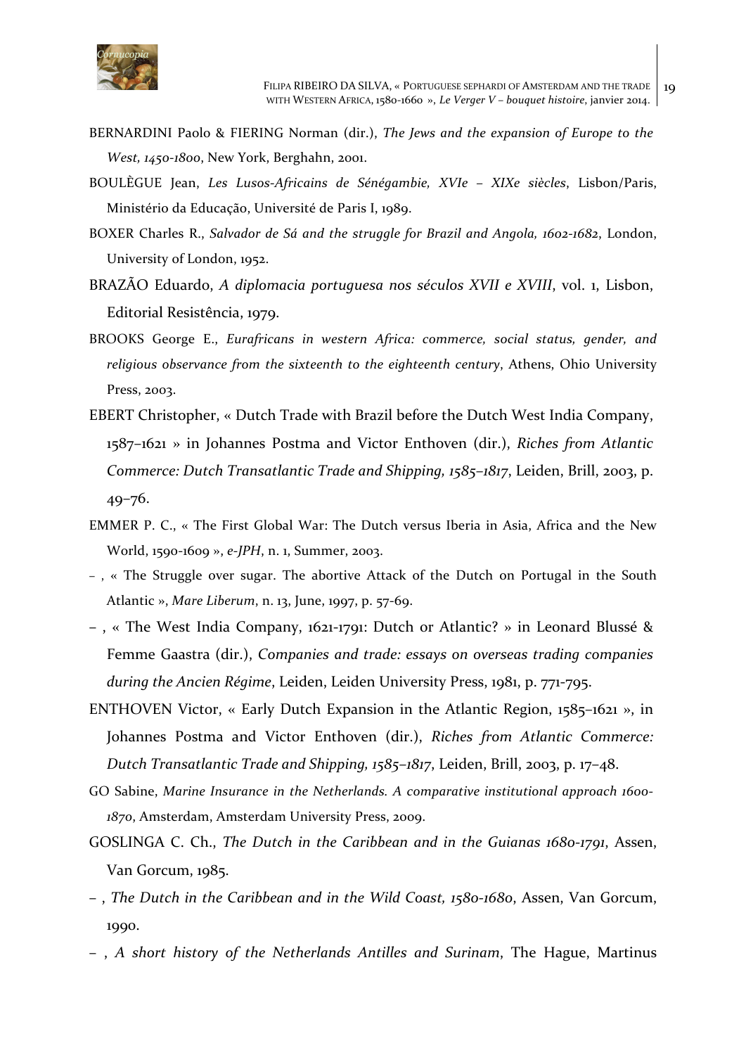BERNARDINI Paolo & FIERING Norman (dir.), *The Jews and the expansion of Europe to the West, 1450-1800*, New York, Berghahn, 2001.

BOULÈGUE Jean, *Les Lusos-Africains de Sénégambie, XVIe – XIXe siècles*, Lisbon/Paris, Ministério da Educação, Université de Paris I, 1989.

BOXER Charles R., *Salvador de Sá and the struggle for Brazil and Angola, 1602-1682*, London, University of London, 1952.

BRAZÃO Eduardo, *A diplomacia portuguesa nos séculos XVII e XVIII*, vol. 1, Lisbon, Editorial Resistência, 1979.

BROOKS George E., *Eurafricans in western Africa: commerce, social status, gender, and religious observance from the sixteenth to the eighteenth century*, Athens, Ohio University Press, 2003.

EBERT Christopher, « Dutch Trade with Brazil before the Dutch West India Company, 1587–1621 » in Johannes Postma and Victor Enthoven (dir.), *Riches from Atlantic Commerce: Dutch Transatlantic Trade and Shipping, 1585–1817*, Leiden, Brill, 2003, p. 49–76.

EMMER P. C., « The First Global War: The Dutch versus Iberia in Asia, Africa and the New World, 1590-1609 », *e-JPH*, n. 1, Summer, 2003.

– , « The Struggle over sugar. The abortive Attack of the Dutch on Portugal in the South Atlantic », *Mare Liberum*, n. 13, June, 1997, p. 57-69.

– , « The West India Company, 1621-1791: Dutch or Atlantic? » in Leonard Blussé & Femme Gaastra (dir.), *Companies and trade: essays on overseas trading companies during the Ancien Régime*, Leiden, Leiden University Press, 1981, p. 771-795.

ENTHOVEN Victor, « Early Dutch Expansion in the Atlantic Region, 1585–1621 », in Johannes Postma and Victor Enthoven (dir.), *Riches from Atlantic Commerce: Dutch Transatlantic Trade and Shipping, 1585–1817*, Leiden, Brill, 2003, p. 17–48.

GO Sabine, *Marine Insurance in the Netherlands. A comparative institutional approach 1600-1870*, Amsterdam, Amsterdam University Press, 2009.

GOSLINGA C. Ch., *The Dutch in the Caribbean and in the Guianas 1680-1791*, Assen, Van Gorcum, 1985.

– , *The Dutch in the Caribbean and in the Wild Coast, 1580-1680*, Assen, Van Gorcum, 1990.

– , *A short history of the Netherlands Antilles and Surinam*, The Hague, Martinus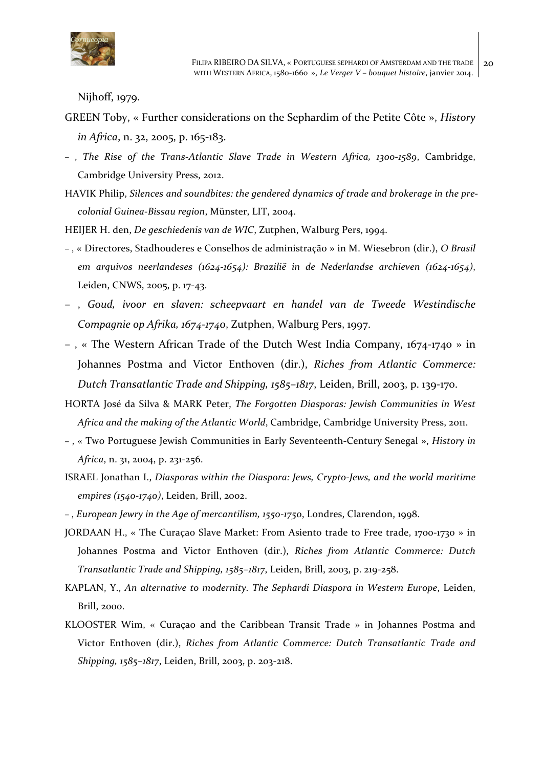Nijhoff, 1979.

GREEN Toby, « Further considerations on the Sephardim of the Petite Côte », *History in Africa*, n. 32, 2005, p. 165-183.

– , *The Rise of the Trans-Atlantic Slave Trade in Western Africa, 1300-1589*, Cambridge, Cambridge University Press, 2012.

HAVIK Philip, *Silences and soundbites: the gendered dynamics of trade and brokerage in the pre-colonial Guinea-Bissau region*, Münster, LIT, 2004.

HEIJER H. den, *De geschiedenis van de WIC*, Zutphen, Walburg Pers, 1994.

– , « Directores, Stadhouderes e Conselhos de administração » in M. Wiesebron (dir.), *O Brasil em arquivos neerlandeses (1624-1654): Brazilië in de Nederlandse archieven (1624-1654)*, Leiden, CNWS, 2005, p. 17-43.

– , *Goud, ivoor en slaven: scheepvaart en handel van de Tweede Westindische Compagnie op Afrika, 1674-1740*, Zutphen, Walburg Pers, 1997.

– , « The Western African Trade of the Dutch West India Company, 1674-1740 » in Johannes Postma and Victor Enthoven (dir.), *Riches from Atlantic Commerce: Dutch Transatlantic Trade and Shipping, 1585–1817*, Leiden, Brill, 2003, p. 139-170.

HORTA José da Silva & MARK Peter, *The Forgotten Diasporas: Jewish Communities in West Africa and the making of the Atlantic World*, Cambridge, Cambridge University Press, 2011.

– , « Two Portuguese Jewish Communities in Early Seventeenth-Century Senegal », *History in Africa*, n. 31, 2004, p. 231-256.

ISRAEL Jonathan I., *Diasporas within the Diaspora: Jews, Crypto-Jews, and the world maritime empires (1540-1740)*, Leiden, Brill, 2002.

– , *European Jewry in the Age of mercantilism, 1550-1750*, Londres, Clarendon, 1998.

JORDAAN H., « The Curaçao Slave Market: From Asiento trade to Free trade, 1700-1730 » in Johannes Postma and Victor Enthoven (dir.), *Riches from Atlantic Commerce: Dutch Transatlantic Trade and Shipping, 1585–1817*, Leiden, Brill, 2003, p. 219-258.

KAPLAN, Y., *An alternative to modernity. The Sephardi Diaspora in Western Europe*, Leiden, Brill, 2000.

KLOOSTER Wim, « Curaçao and the Caribbean Transit Trade » in Johannes Postma and Victor Enthoven (dir.), *Riches from Atlantic Commerce: Dutch Transatlantic Trade and Shipping, 1585–1817*, Leiden, Brill, 2003, p. 203-218.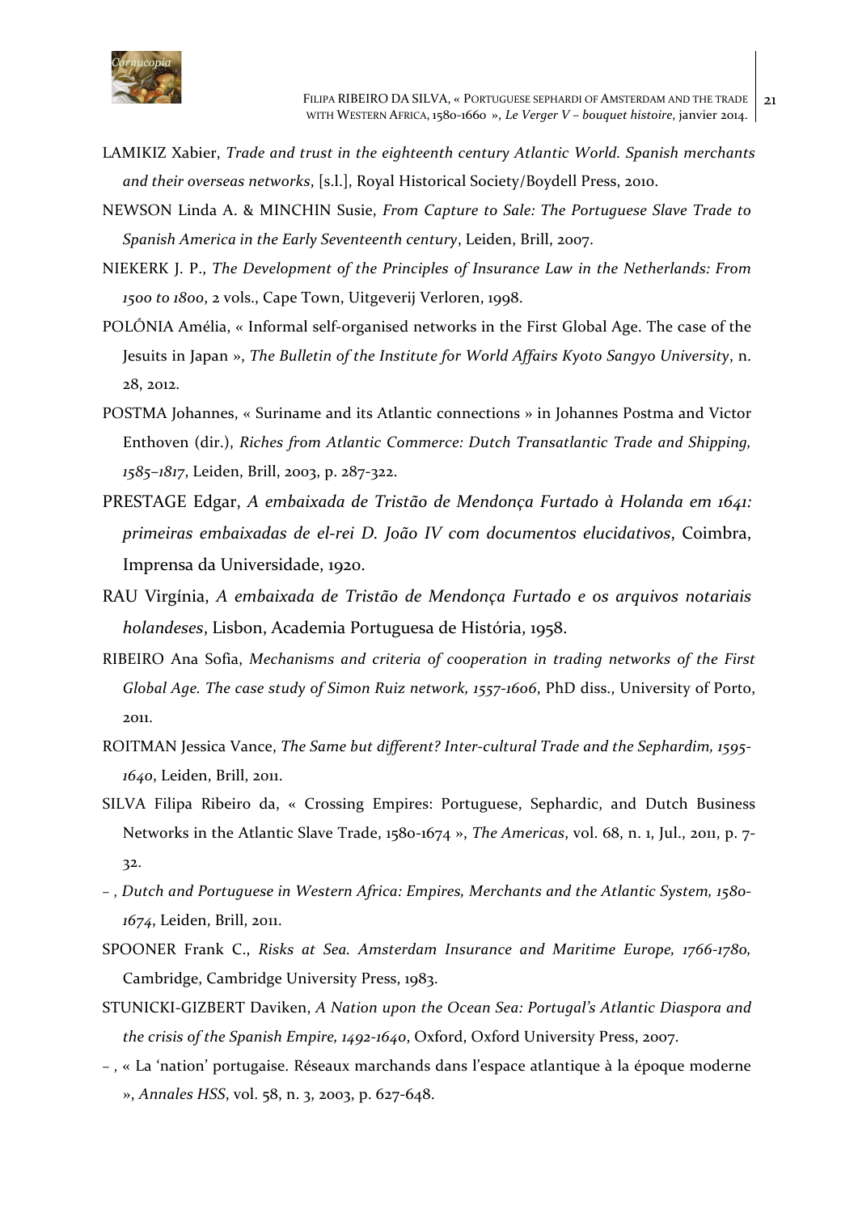LAMIKIZ Xabier, *Trade and trust in the eighteenth century Atlantic World. Spanish merchants and their overseas networks*, [s.l.], Royal Historical Society/Boydell Press, 2010.

NEWSON Linda A. & MINCHIN Susie, *From Capture to Sale: The Portuguese Slave Trade to Spanish America in the Early Seventeenth century*, Leiden, Brill, 2007.

NIEKERK J. P., *The Development of the Principles of Insurance Law in the Netherlands: From 1500 to 1800*, 2 vols., Cape Town, Uitgeverij Verloren, 1998.

POLÓNIA Amélia, « Informal self-organised networks in the First Global Age. The case of the Jesuits in Japan », *The Bulletin of the Institute for World Affairs Kyoto Sangyo University*, n. 28, 2012.

POSTMA Johannes, « Suriname and its Atlantic connections » in Johannes Postma and Victor Enthoven (dir.), *Riches from Atlantic Commerce: Dutch Transatlantic Trade and Shipping, 1585–1817*, Leiden, Brill, 2003, p. 287-322.

PRESTAGE Edgar, *A embaixada de Tristão de Mendonça Furtado à Holanda em 1641: primeiras embaixadas de el-rei D. João IV com documentos elucidativos*, Coimbra, Imprensa da Universidade, 1920.

RAU Virgínia, *A embaixada de Tristão de Mendonça Furtado e os arquivos notariais holandeses*, Lisbon, Academia Portuguesa de História, 1958.

RIBEIRO Ana Sofia, *Mechanisms and criteria of cooperation in trading networks of the First Global Age. The case study of Simon Ruiz network, 1557-1606*, PhD diss., University of Porto, 2011.

ROITMAN Jessica Vance, *The Same but different? Inter-cultural Trade and the Sephardim, 1595-1640*, Leiden, Brill, 2011.

SILVA Filipa Ribeiro da, « Crossing Empires: Portuguese, Sephardic, and Dutch Business Networks in the Atlantic Slave Trade, 1580-1674 », *The Americas*, vol. 68, n. 1, Jul., 2011, p. 7-32.

– , *Dutch and Portuguese in Western Africa: Empires, Merchants and the Atlantic System, 1580-1674*, Leiden, Brill, 2011.

SPOONER Frank C., *Risks at Sea. Amsterdam Insurance and Maritime Europe, 1766-1780,* Cambridge, Cambridge University Press, 1983.

STUNICKI-GIZBERT Daviken, *A Nation upon the Ocean Sea: Portugal's Atlantic Diaspora and the crisis of the Spanish Empire, 1492-1640*, Oxford, Oxford University Press, 2007.

– , « La 'nation' portugaise. Réseaux marchands dans l'espace atlantique à la époque moderne », *Annales HSS*, vol. 58, n. 3, 2003, p. 627-648.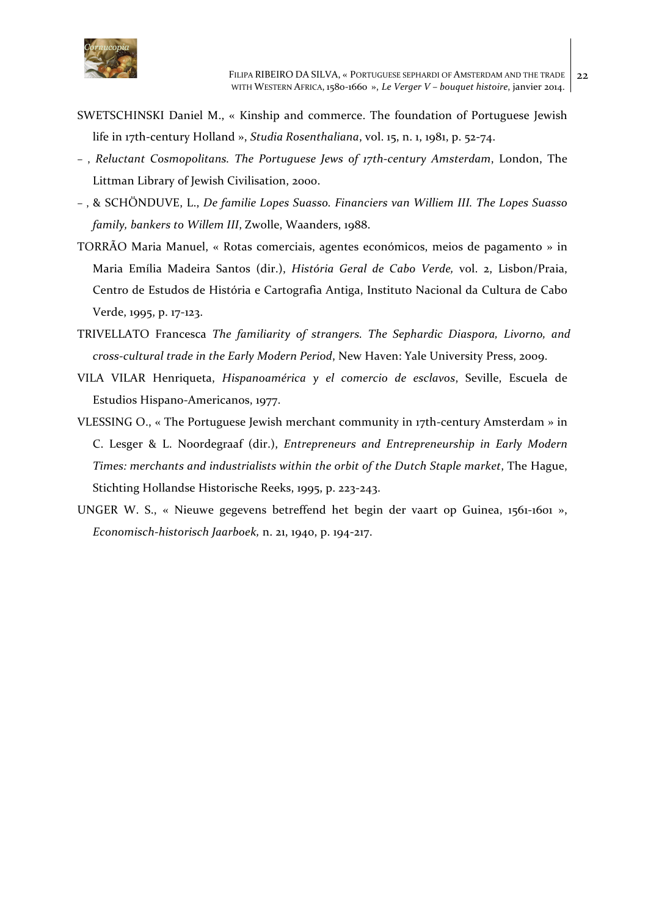SWETSCHINSKI Daniel M., « Kinship and commerce. The foundation of Portuguese Jewish life in 17th-century Holland », *Studia Rosenthaliana*, vol. 15, n. 1, 1981, p. 52-74.

– , *Reluctant Cosmopolitans. The Portuguese Jews of 17th-century Amsterdam*, London, The Littman Library of Jewish Civilisation, 2000.

– , & SCHÖNDUVE, L., *De familie Lopes Suasso. Financiers van Williem III. The Lopes Suasso family, bankers to Willem III*, Zwolle, Waanders, 1988.

TORRÃO Maria Manuel, « Rotas comerciais, agentes económicos, meios de pagamento » in Maria Emília Madeira Santos (dir.), *História Geral de Cabo Verde,* vol. 2, Lisbon/Praia, Centro de Estudos de História e Cartografia Antiga, Instituto Nacional da Cultura de Cabo Verde, 1995, p. 17-123.

TRIVELLATO Francesca *The familiarity of strangers. The Sephardic Diaspora, Livorno, and cross-cultural trade in the Early Modern Period*, New Haven: Yale University Press, 2009.

VILA VILAR Henriqueta, *Hispanoamérica y el comercio de esclavos*, Seville, Escuela de Estudios Hispano-Americanos, 1977.

VLESSING O., « The Portuguese Jewish merchant community in 17th-century Amsterdam » in C. Lesger & L. Noordegraaf (dir.), *Entrepreneurs and Entrepreneurship in Early Modern Times: merchants and industrialists within the orbit of the Dutch Staple market*, The Hague, Stichting Hollandse Historische Reeks, 1995, p. 223-243.

UNGER W. S., « Nieuwe gegevens betreffend het begin der vaart op Guinea, 1561-1601 », *Economisch-historisch Jaarboek,* n. 21, 1940, p. 194-217.